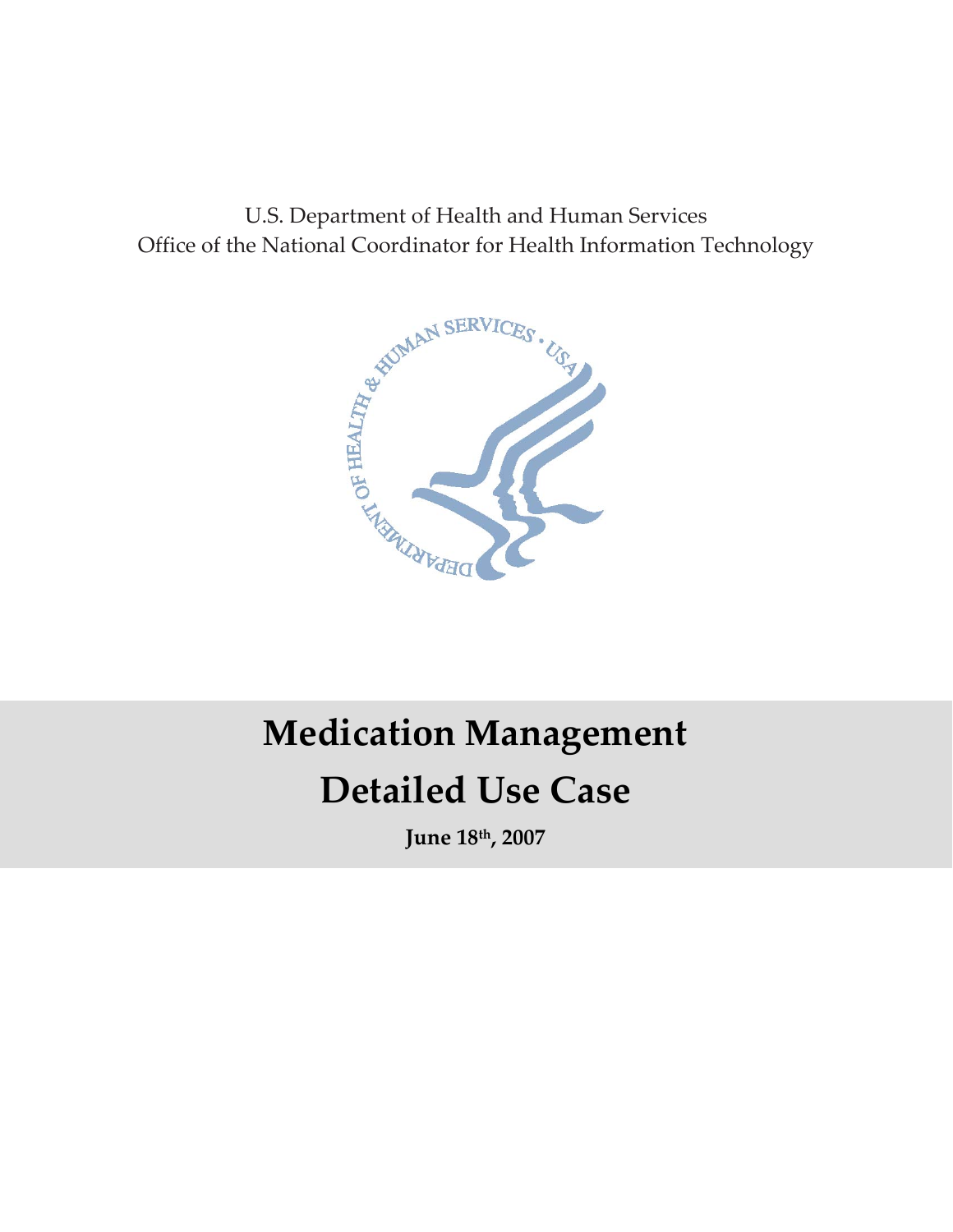U.S. Department of Health and Human Services
Office of the National Coordinator for Health Information Technology

# Medication Management
# Detailed Use Case

**June 18th, 2007**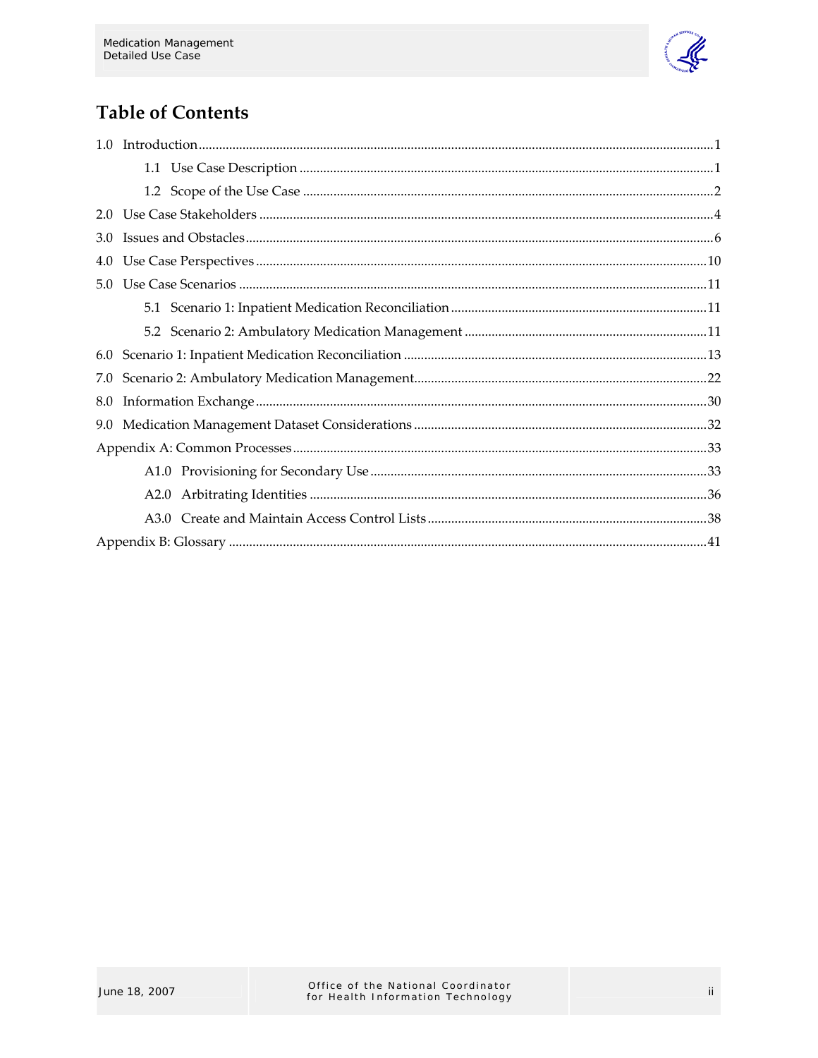# Table of Contents

1.0 Introduction ... 1

- 1.1 Use Case Description ... 1
- 1.2 Scope of the Use Case ... 2

2.0 Use Case Stakeholders ... 4

3.0 Issues and Obstacles ... 6

4.0 Use Case Perspectives ... 10

5.0 Use Case Scenarios ... 11

- 5.1 Scenario 1: Inpatient Medication Reconciliation ... 11
- 5.2 Scenario 2: Ambulatory Medication Management ... 11

6.0 Scenario 1: Inpatient Medication Reconciliation ... 13

7.0 Scenario 2: Ambulatory Medication Management ... 22

8.0 Information Exchange ... 30

9.0 Medication Management Dataset Considerations ... 32

Appendix A: Common Processes ... 33

- A1.0 Provisioning for Secondary Use ... 33
- A2.0 Arbitrating Identities ... 36
- A3.0 Create and Maintain Access Control Lists ... 38

Appendix B: Glossary ... 41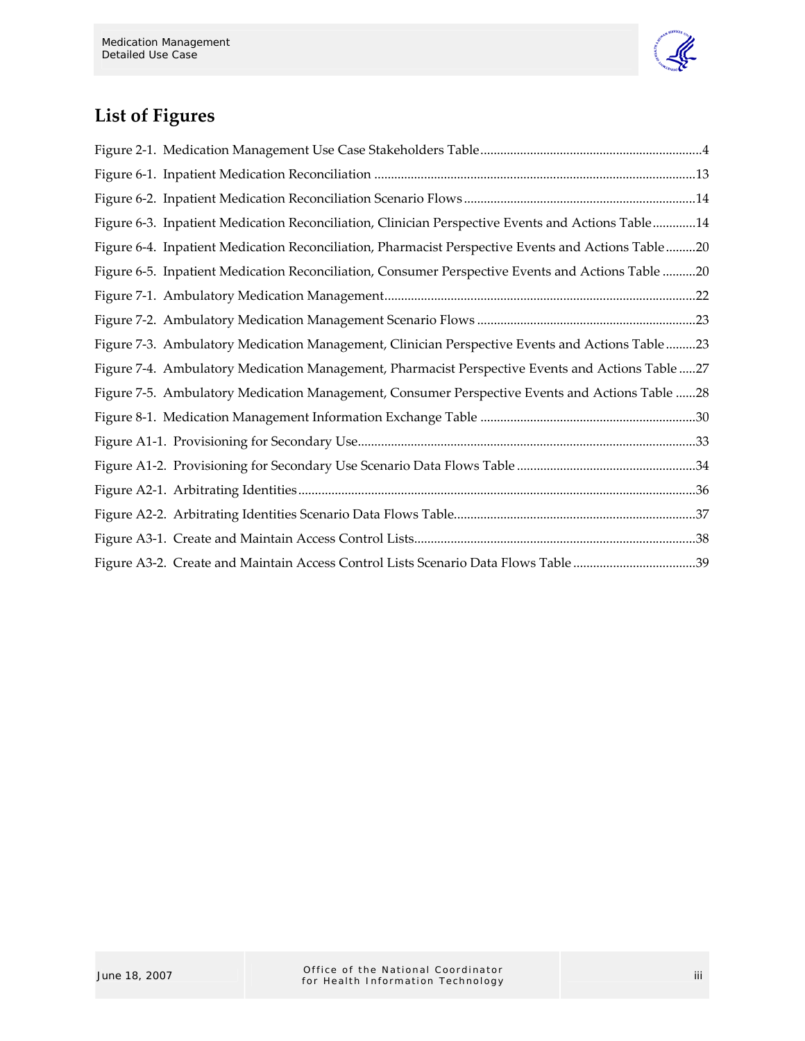## List of Figures

Figure 2-1. Medication Management Use Case Stakeholders Table....4

Figure 6-1. Inpatient Medication Reconciliation....13

Figure 6-2. Inpatient Medication Reconciliation Scenario Flows....14

Figure 6-3. Inpatient Medication Reconciliation, Clinician Perspective Events and Actions Table....14

Figure 6-4. Inpatient Medication Reconciliation, Pharmacist Perspective Events and Actions Table....20

Figure 6-5. Inpatient Medication Reconciliation, Consumer Perspective Events and Actions Table....20

Figure 7-1. Ambulatory Medication Management....22

Figure 7-2. Ambulatory Medication Management Scenario Flows....23

Figure 7-3. Ambulatory Medication Management, Clinician Perspective Events and Actions Table....23

Figure 7-4. Ambulatory Medication Management, Pharmacist Perspective Events and Actions Table....27

Figure 7-5. Ambulatory Medication Management, Consumer Perspective Events and Actions Table....28

Figure 8-1. Medication Management Information Exchange Table....30

Figure A1-1. Provisioning for Secondary Use....33

Figure A1-2. Provisioning for Secondary Use Scenario Data Flows Table....34

Figure A2-1. Arbitrating Identities....36

Figure A2-2. Arbitrating Identities Scenario Data Flows Table....37

Figure A3-1. Create and Maintain Access Control Lists....38

Figure A3-2. Create and Maintain Access Control Lists Scenario Data Flows Table....39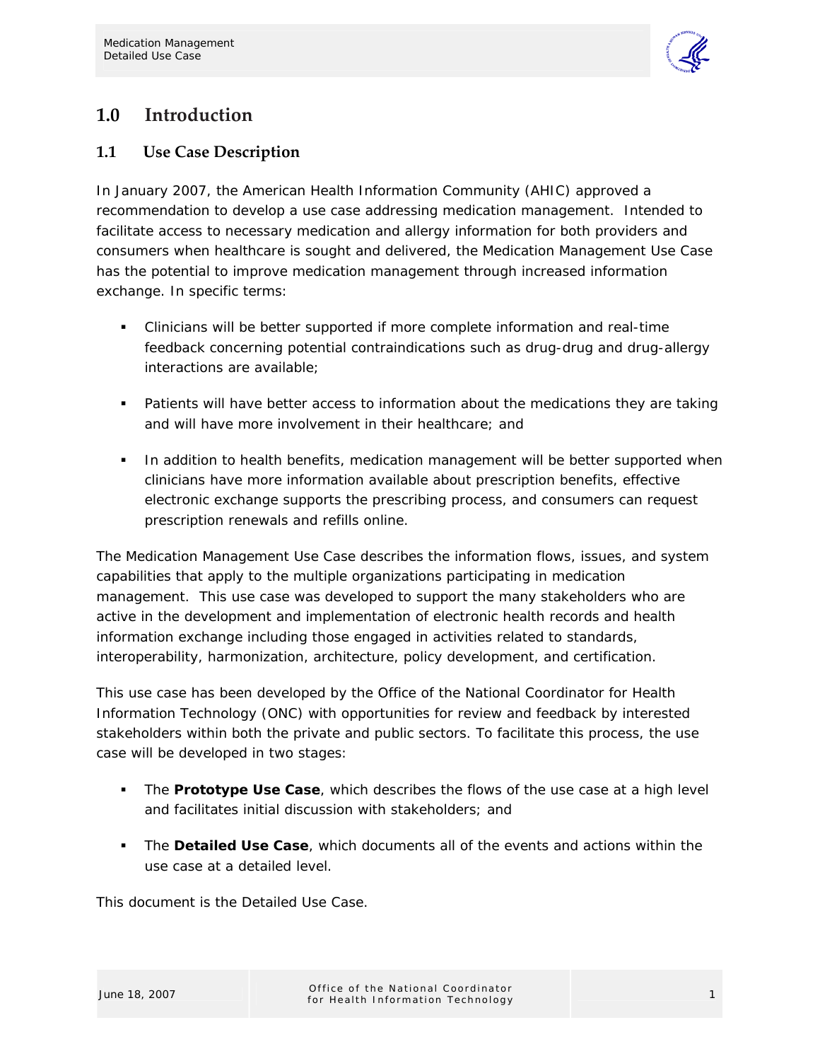# 1.0 Introduction

## 1.1 Use Case Description

In January 2007, the American Health Information Community (AHIC) approved a recommendation to develop a use case addressing medication management. Intended to facilitate access to necessary medication and allergy information for both providers and consumers when healthcare is sought and delivered, the Medication Management Use Case has the potential to improve medication management through increased information exchange. In specific terms:

- Clinicians will be better supported if more complete information and real-time feedback concerning potential contraindications such as drug-drug and drug-allergy interactions are available;
- Patients will have better access to information about the medications they are taking and will have more involvement in their healthcare; and
- In addition to health benefits, medication management will be better supported when clinicians have more information available about prescription benefits, effective electronic exchange supports the prescribing process, and consumers can request prescription renewals and refills online.

The Medication Management Use Case describes the information flows, issues, and system capabilities that apply to the multiple organizations participating in medication management. This use case was developed to support the many stakeholders who are active in the development and implementation of electronic health records and health information exchange including those engaged in activities related to standards, interoperability, harmonization, architecture, policy development, and certification.

This use case has been developed by the Office of the National Coordinator for Health Information Technology (ONC) with opportunities for review and feedback by interested stakeholders within both the private and public sectors. To facilitate this process, the use case will be developed in two stages:

- The **Prototype Use Case**, which describes the flows of the use case at a high level and facilitates initial discussion with stakeholders; and
- The **Detailed Use Case**, which documents all of the events and actions within the use case at a detailed level.

This document is the Detailed Use Case.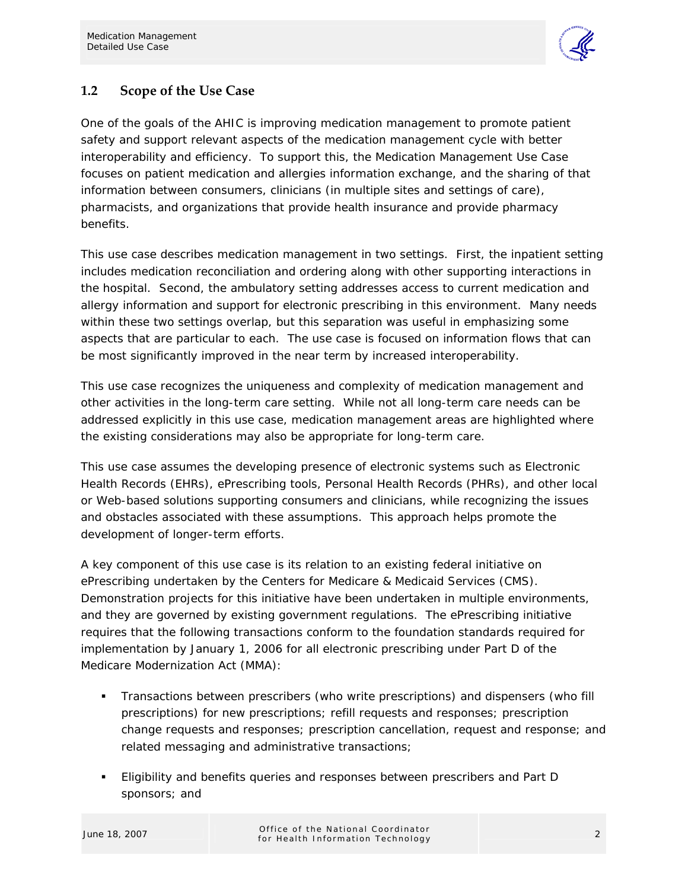## 1.2 Scope of the Use Case

One of the goals of the AHIC is improving medication management to promote patient safety and support relevant aspects of the medication management cycle with better interoperability and efficiency. To support this, the Medication Management Use Case focuses on patient medication and allergies information exchange, and the sharing of that information between consumers, clinicians (in multiple sites and settings of care), pharmacists, and organizations that provide health insurance and provide pharmacy benefits.

This use case describes medication management in two settings. First, the inpatient setting includes medication reconciliation and ordering along with other supporting interactions in the hospital. Second, the ambulatory setting addresses access to current medication and allergy information and support for electronic prescribing in this environment. Many needs within these two settings overlap, but this separation was useful in emphasizing some aspects that are particular to each. The use case is focused on information flows that can be most significantly improved in the near term by increased interoperability.

This use case recognizes the uniqueness and complexity of medication management and other activities in the long-term care setting. While not all long-term care needs can be addressed explicitly in this use case, medication management areas are highlighted where the existing considerations may also be appropriate for long-term care.

This use case assumes the developing presence of electronic systems such as Electronic Health Records (EHRs), ePrescribing tools, Personal Health Records (PHRs), and other local or Web-based solutions supporting consumers and clinicians, while recognizing the issues and obstacles associated with these assumptions. This approach helps promote the development of longer-term efforts.

A key component of this use case is its relation to an existing federal initiative on ePrescribing undertaken by the Centers for Medicare & Medicaid Services (CMS). Demonstration projects for this initiative have been undertaken in multiple environments, and they are governed by existing government regulations. The ePrescribing initiative requires that the following transactions conform to the foundation standards required for implementation by January 1, 2006 for all electronic prescribing under Part D of the Medicare Modernization Act (MMA):

- Transactions between prescribers (who write prescriptions) and dispensers (who fill prescriptions) for new prescriptions; refill requests and responses; prescription change requests and responses; prescription cancellation, request and response; and related messaging and administrative transactions;
- Eligibility and benefits queries and responses between prescribers and Part D sponsors; and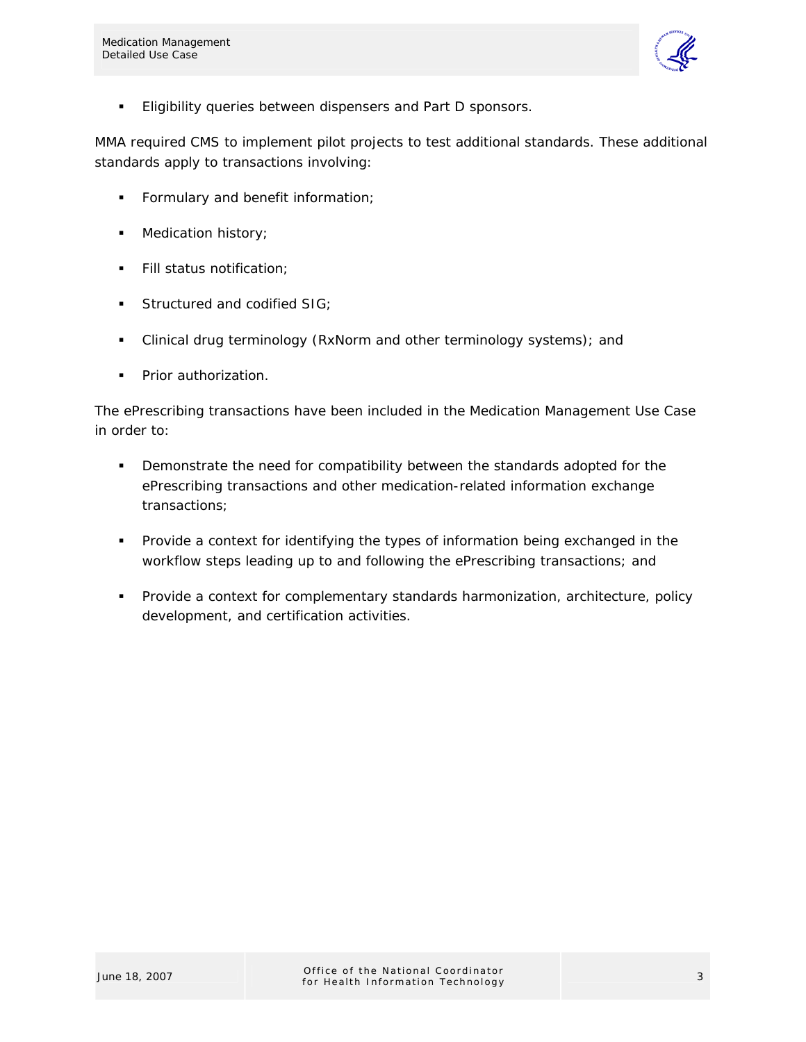- Eligibility queries between dispensers and Part D sponsors.

MMA required CMS to implement pilot projects to test additional standards. These additional standards apply to transactions involving:

- Formulary and benefit information;
- Medication history;
- Fill status notification;
- Structured and codified SIG;
- Clinical drug terminology (RxNorm and other terminology systems); and
- Prior authorization.

The ePrescribing transactions have been included in the Medication Management Use Case in order to:

- Demonstrate the need for compatibility between the standards adopted for the ePrescribing transactions and other medication-related information exchange transactions;
- Provide a context for identifying the types of information being exchanged in the workflow steps leading up to and following the ePrescribing transactions; and
- Provide a context for complementary standards harmonization, architecture, policy development, and certification activities.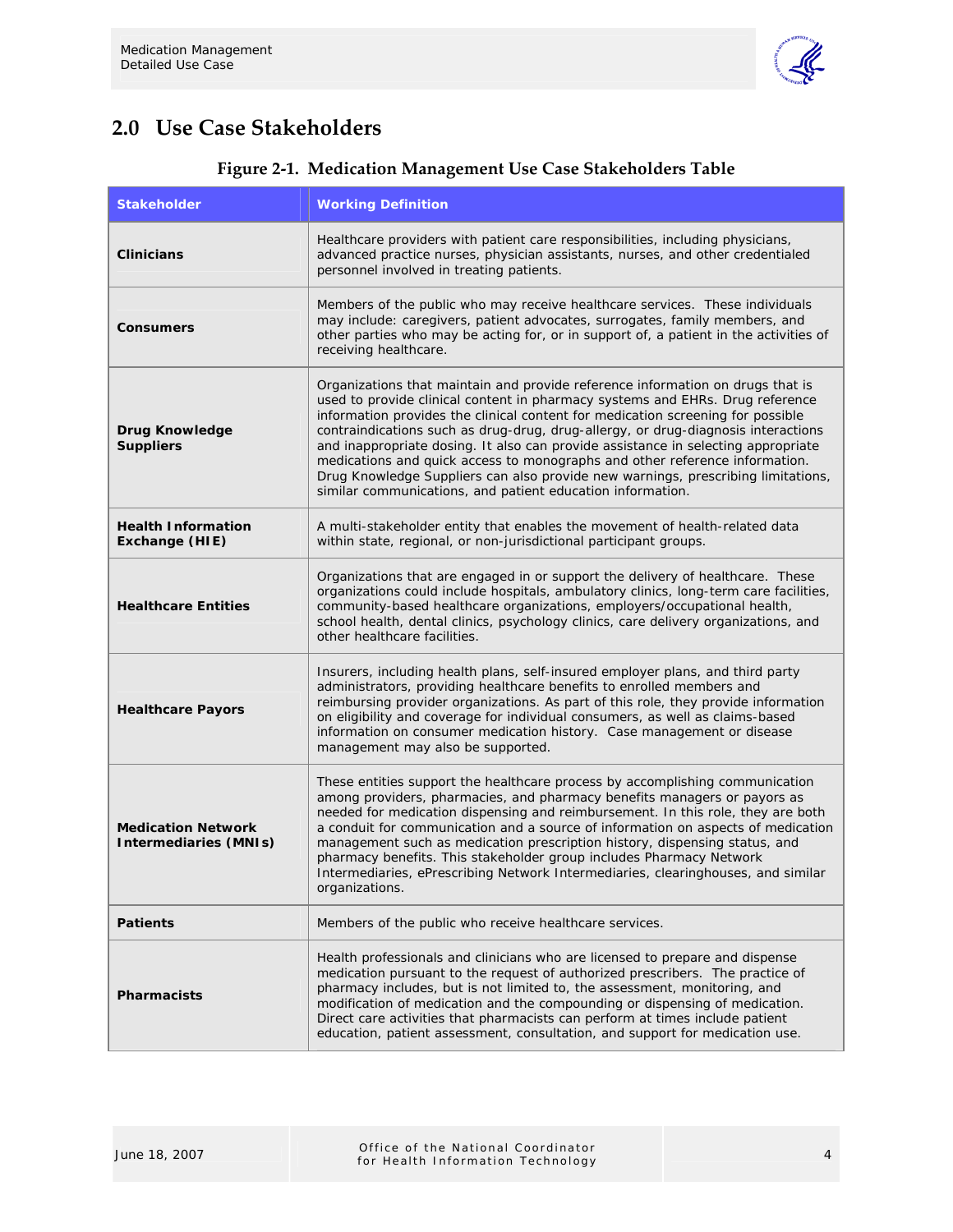## 2.0 Use Case Stakeholders

**Figure 2-1. Medication Management Use Case Stakeholders Table**

| Stakeholder | Working Definition |
|---|---|
| **Clinicians** | Healthcare providers with patient care responsibilities, including physicians, advanced practice nurses, physician assistants, nurses, and other credentialed personnel involved in treating patients. |
| **Consumers** | Members of the public who may receive healthcare services. These individuals may include: caregivers, patient advocates, surrogates, family members, and other parties who may be acting for, or in support of, a patient in the activities of receiving healthcare. |
| **Drug Knowledge Suppliers** | Organizations that maintain and provide reference information on drugs that is used to provide clinical content in pharmacy systems and EHRs. Drug reference information provides the clinical content for medication screening for possible contraindications such as drug-drug, drug-allergy, or drug-diagnosis interactions and inappropriate dosing. It also can provide assistance in selecting appropriate medications and quick access to monographs and other reference information. Drug Knowledge Suppliers can also provide new warnings, prescribing limitations, similar communications, and patient education information. |
| **Health Information Exchange (HIE)** | A multi-stakeholder entity that enables the movement of health-related data within state, regional, or non-jurisdictional participant groups. |
| **Healthcare Entities** | Organizations that are engaged in or support the delivery of healthcare. These organizations could include hospitals, ambulatory clinics, long-term care facilities, community-based healthcare organizations, employers/occupational health, school health, dental clinics, psychology clinics, care delivery organizations, and other healthcare facilities. |
| **Healthcare Payors** | Insurers, including health plans, self-insured employer plans, and third party administrators, providing healthcare benefits to enrolled members and reimbursing provider organizations. As part of this role, they provide information on eligibility and coverage for individual consumers, as well as claims-based information on consumer medication history. Case management or disease management may also be supported. |
| **Medication Network Intermediaries (MNIs)** | These entities support the healthcare process by accomplishing communication among providers, pharmacies, and pharmacy benefits managers or payors as needed for medication dispensing and reimbursement. In this role, they are both a conduit for communication and a source of information on aspects of medication management such as medication prescription history, dispensing status, and pharmacy benefits. This stakeholder group includes Pharmacy Network Intermediaries, ePrescribing Network Intermediaries, clearinghouses, and similar organizations. |
| **Patients** | Members of the public who receive healthcare services. |
| **Pharmacists** | Health professionals and clinicians who are licensed to prepare and dispense medication pursuant to the request of authorized prescribers. The practice of pharmacy includes, but is not limited to, the assessment, monitoring, and modification of medication and the compounding or dispensing of medication. Direct care activities that pharmacists can perform at times include patient education, patient assessment, consultation, and support for medication use. |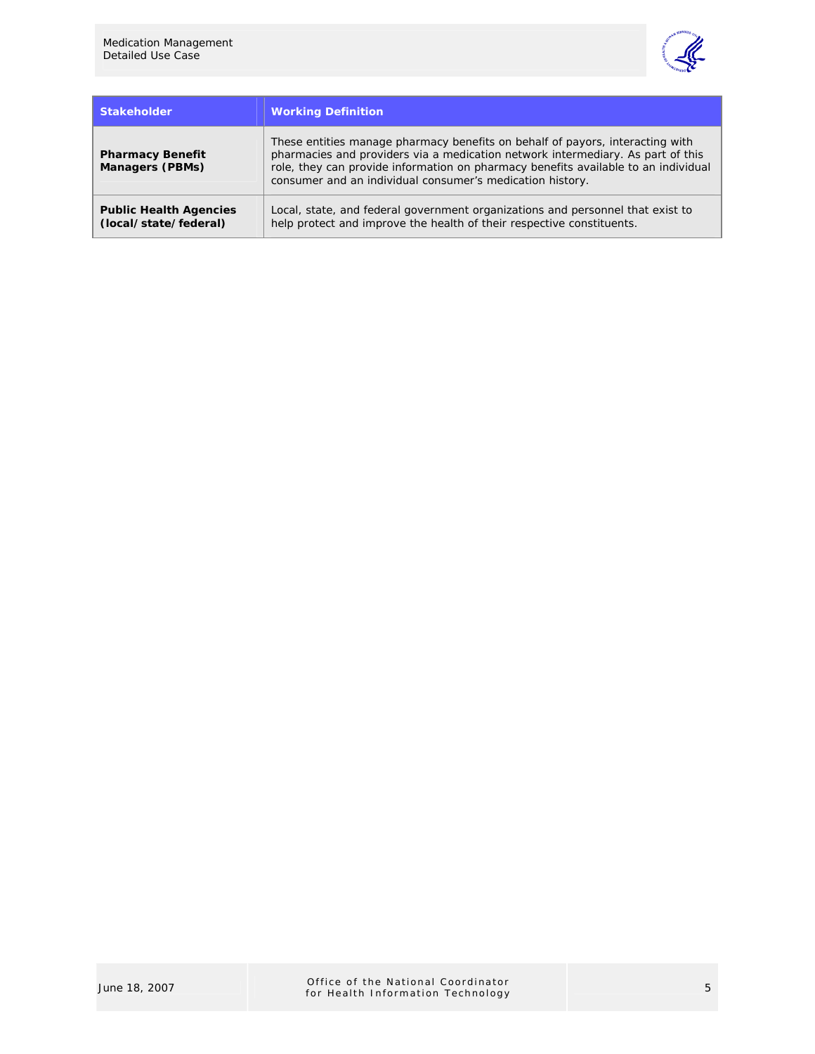| Stakeholder | Working Definition |
| --- | --- |
| **Pharmacy Benefit Managers (PBMs)** | These entities manage pharmacy benefits on behalf of payors, interacting with pharmacies and providers via a medication network intermediary. As part of this role, they can provide information on pharmacy benefits available to an individual consumer and an individual consumer's medication history. |
| **Public Health Agencies (local/state/federal)** | Local, state, and federal government organizations and personnel that exist to help protect and improve the health of their respective constituents. |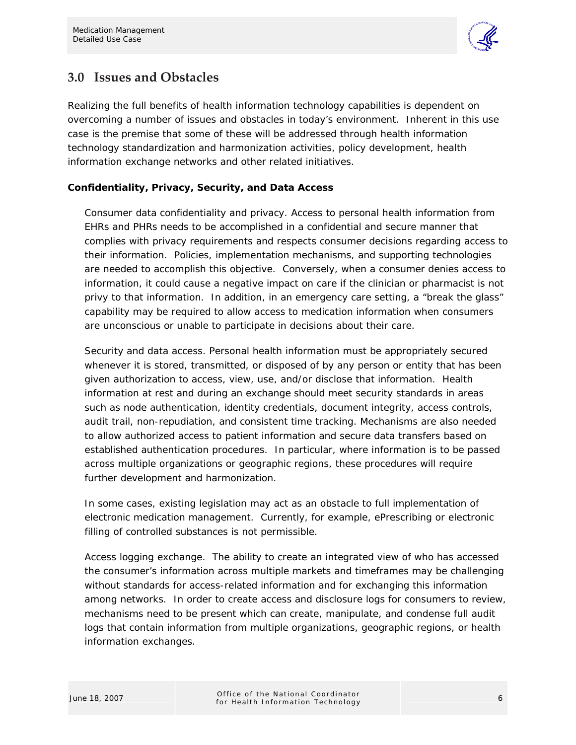## 3.0 Issues and Obstacles

Realizing the full benefits of health information technology capabilities is dependent on overcoming a number of issues and obstacles in today's environment. Inherent in this use case is the premise that some of these will be addressed through health information technology standardization and harmonization activities, policy development, health information exchange networks and other related initiatives.

**Confidentiality, Privacy, Security, and Data Access**

Consumer data confidentiality and privacy. Access to personal health information from EHRs and PHRs needs to be accomplished in a confidential and secure manner that complies with privacy requirements and respects consumer decisions regarding access to their information. Policies, implementation mechanisms, and supporting technologies are needed to accomplish this objective. Conversely, when a consumer denies access to information, it could cause a negative impact on care if the clinician or pharmacist is not privy to that information. In addition, in an emergency care setting, a "break the glass" capability may be required to allow access to medication information when consumers are unconscious or unable to participate in decisions about their care.

Security and data access. Personal health information must be appropriately secured whenever it is stored, transmitted, or disposed of by any person or entity that has been given authorization to access, view, use, and/or disclose that information. Health information at rest and during an exchange should meet security standards in areas such as node authentication, identity credentials, document integrity, access controls, audit trail, non-repudiation, and consistent time tracking. Mechanisms are also needed to allow authorized access to patient information and secure data transfers based on established authentication procedures. In particular, where information is to be passed across multiple organizations or geographic regions, these procedures will require further development and harmonization.

In some cases, existing legislation may act as an obstacle to full implementation of electronic medication management. Currently, for example, ePrescribing or electronic filling of controlled substances is not permissible.

Access logging exchange. The ability to create an integrated view of who has accessed the consumer's information across multiple markets and timeframes may be challenging without standards for access-related information and for exchanging this information among networks. In order to create access and disclosure logs for consumers to review, mechanisms need to be present which can create, manipulate, and condense full audit logs that contain information from multiple organizations, geographic regions, or health information exchanges.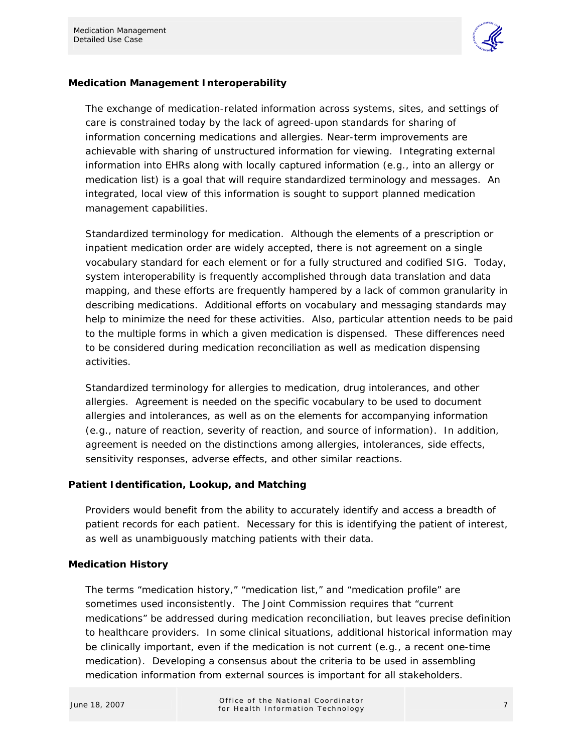### Medication Management Interoperability

The exchange of medication-related information across systems, sites, and settings of care is constrained today by the lack of agreed-upon standards for sharing of information concerning medications and allergies. Near-term improvements are achievable with sharing of unstructured information for viewing. Integrating external information into EHRs along with locally captured information (e.g., into an allergy or medication list) is a goal that will require standardized terminology and messages. An integrated, local view of this information is sought to support planned medication management capabilities.

Standardized terminology for medication. Although the elements of a prescription or inpatient medication order are widely accepted, there is not agreement on a single vocabulary standard for each element or for a fully structured and codified SIG. Today, system interoperability is frequently accomplished through data translation and data mapping, and these efforts are frequently hampered by a lack of common granularity in describing medications. Additional efforts on vocabulary and messaging standards may help to minimize the need for these activities. Also, particular attention needs to be paid to the multiple forms in which a given medication is dispensed. These differences need to be considered during medication reconciliation as well as medication dispensing activities.

Standardized terminology for allergies to medication, drug intolerances, and other allergies. Agreement is needed on the specific vocabulary to be used to document allergies and intolerances, as well as on the elements for accompanying information (e.g., nature of reaction, severity of reaction, and source of information). In addition, agreement is needed on the distinctions among allergies, intolerances, side effects, sensitivity responses, adverse effects, and other similar reactions.

### Patient Identification, Lookup, and Matching

Providers would benefit from the ability to accurately identify and access a breadth of patient records for each patient. Necessary for this is identifying the patient of interest, as well as unambiguously matching patients with their data.

### Medication History

The terms "medication history," "medication list," and "medication profile" are sometimes used inconsistently. The Joint Commission requires that "current medications" be addressed during medication reconciliation, but leaves precise definition to healthcare providers. In some clinical situations, additional historical information may be clinically important, even if the medication is not current (e.g., a recent one-time medication). Developing a consensus about the criteria to be used in assembling medication information from external sources is important for all stakeholders.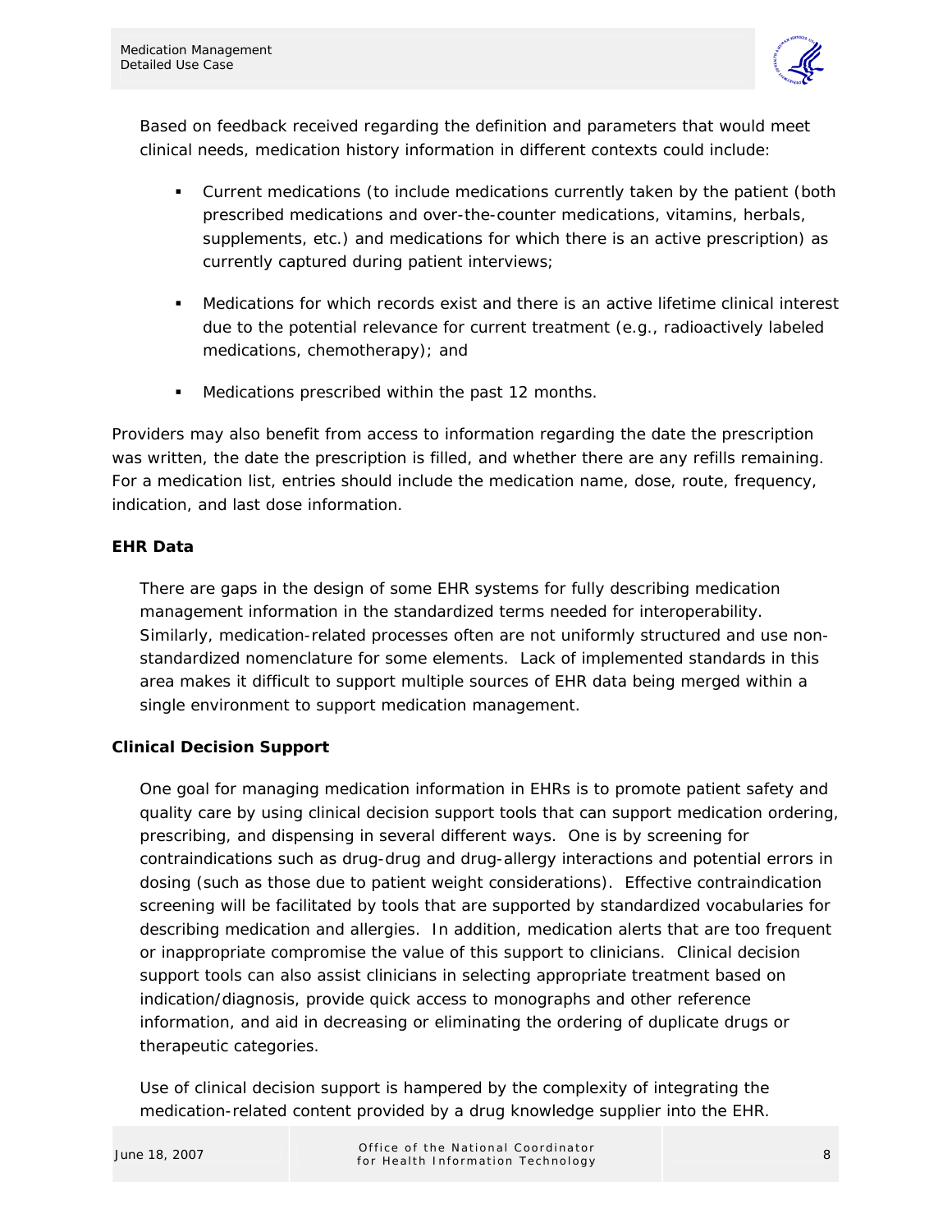Based on feedback received regarding the definition and parameters that would meet clinical needs, medication history information in different contexts could include:

- Current medications (to include medications currently taken by the patient (both prescribed medications and over-the-counter medications, vitamins, herbals, supplements, etc.) and medications for which there is an active prescription) as currently captured during patient interviews;
- Medications for which records exist and there is an active lifetime clinical interest due to the potential relevance for current treatment (e.g., radioactively labeled medications, chemotherapy); and
- Medications prescribed within the past 12 months.

Providers may also benefit from access to information regarding the date the prescription was written, the date the prescription is filled, and whether there are any refills remaining. For a medication list, entries should include the medication name, dose, route, frequency, indication, and last dose information.

**EHR Data**

There are gaps in the design of some EHR systems for fully describing medication management information in the standardized terms needed for interoperability. Similarly, medication-related processes often are not uniformly structured and use non-standardized nomenclature for some elements. Lack of implemented standards in this area makes it difficult to support multiple sources of EHR data being merged within a single environment to support medication management.

**Clinical Decision Support**

One goal for managing medication information in EHRs is to promote patient safety and quality care by using clinical decision support tools that can support medication ordering, prescribing, and dispensing in several different ways. One is by screening for contraindications such as drug-drug and drug-allergy interactions and potential errors in dosing (such as those due to patient weight considerations). Effective contraindication screening will be facilitated by tools that are supported by standardized vocabularies for describing medication and allergies. In addition, medication alerts that are too frequent or inappropriate compromise the value of this support to clinicians. Clinical decision support tools can also assist clinicians in selecting appropriate treatment based on indication/diagnosis, provide quick access to monographs and other reference information, and aid in decreasing or eliminating the ordering of duplicate drugs or therapeutic categories.

Use of clinical decision support is hampered by the complexity of integrating the medication-related content provided by a drug knowledge supplier into the EHR.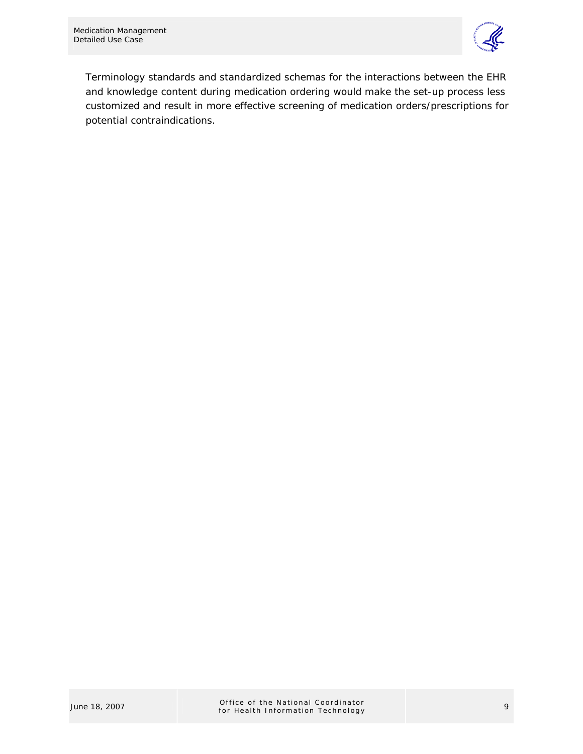Terminology standards and standardized schemas for the interactions between the EHR and knowledge content during medication ordering would make the set-up process less customized and result in more effective screening of medication orders/prescriptions for potential contraindications.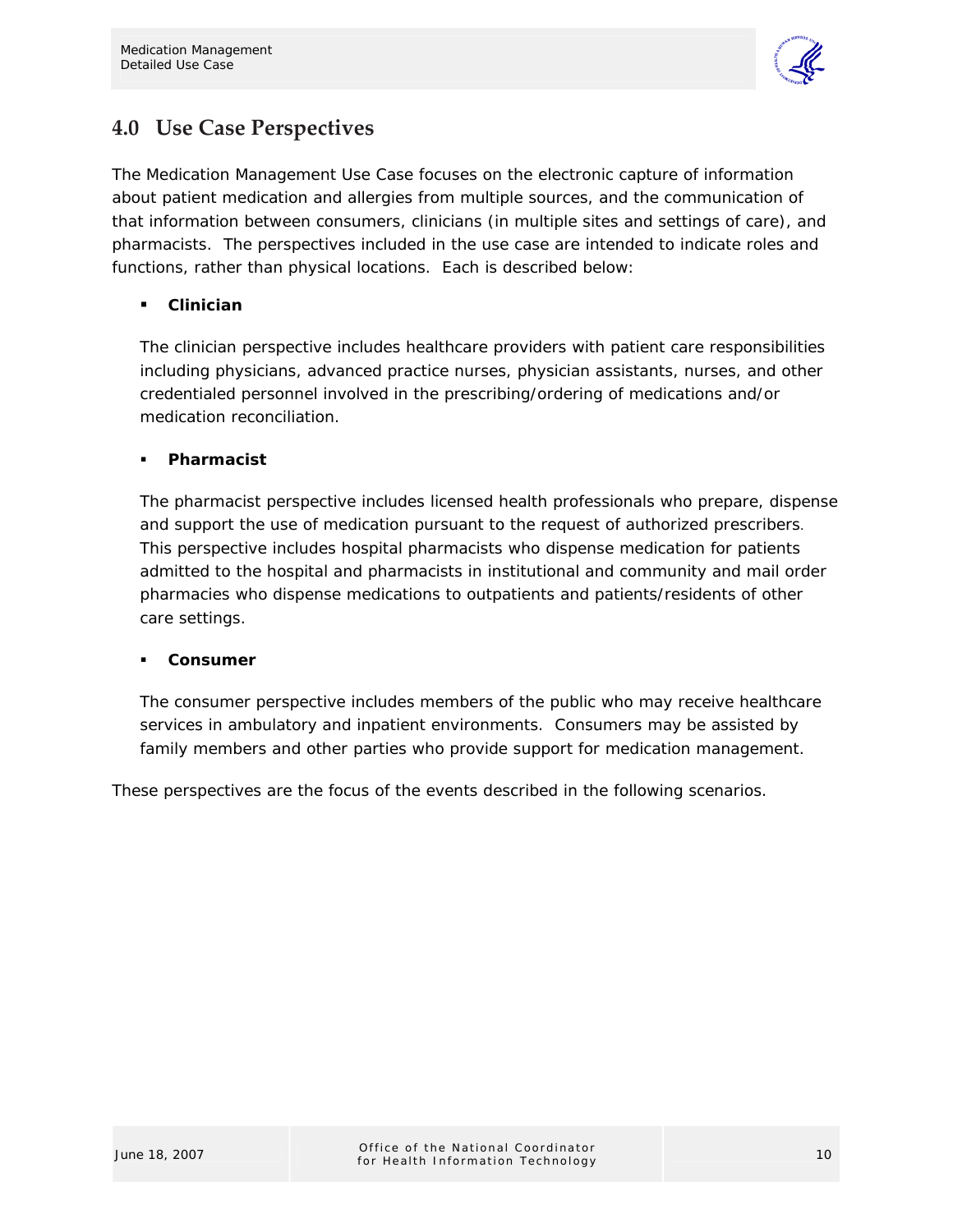# 4.0 Use Case Perspectives

The Medication Management Use Case focuses on the electronic capture of information about patient medication and allergies from multiple sources, and the communication of that information between consumers, clinicians (in multiple sites and settings of care), and pharmacists. The perspectives included in the use case are intended to indicate roles and functions, rather than physical locations. Each is described below:

- **Clinician**

  The clinician perspective includes healthcare providers with patient care responsibilities including physicians, advanced practice nurses, physician assistants, nurses, and other credentialed personnel involved in the prescribing/ordering of medications and/or medication reconciliation.

- **Pharmacist**

  The pharmacist perspective includes licensed health professionals who prepare, dispense and support the use of medication pursuant to the request of authorized prescribers. This perspective includes hospital pharmacists who dispense medication for patients admitted to the hospital and pharmacists in institutional and community and mail order pharmacies who dispense medications to outpatients and patients/residents of other care settings.

- **Consumer**

  The consumer perspective includes members of the public who may receive healthcare services in ambulatory and inpatient environments. Consumers may be assisted by family members and other parties who provide support for medication management.

These perspectives are the focus of the events described in the following scenarios.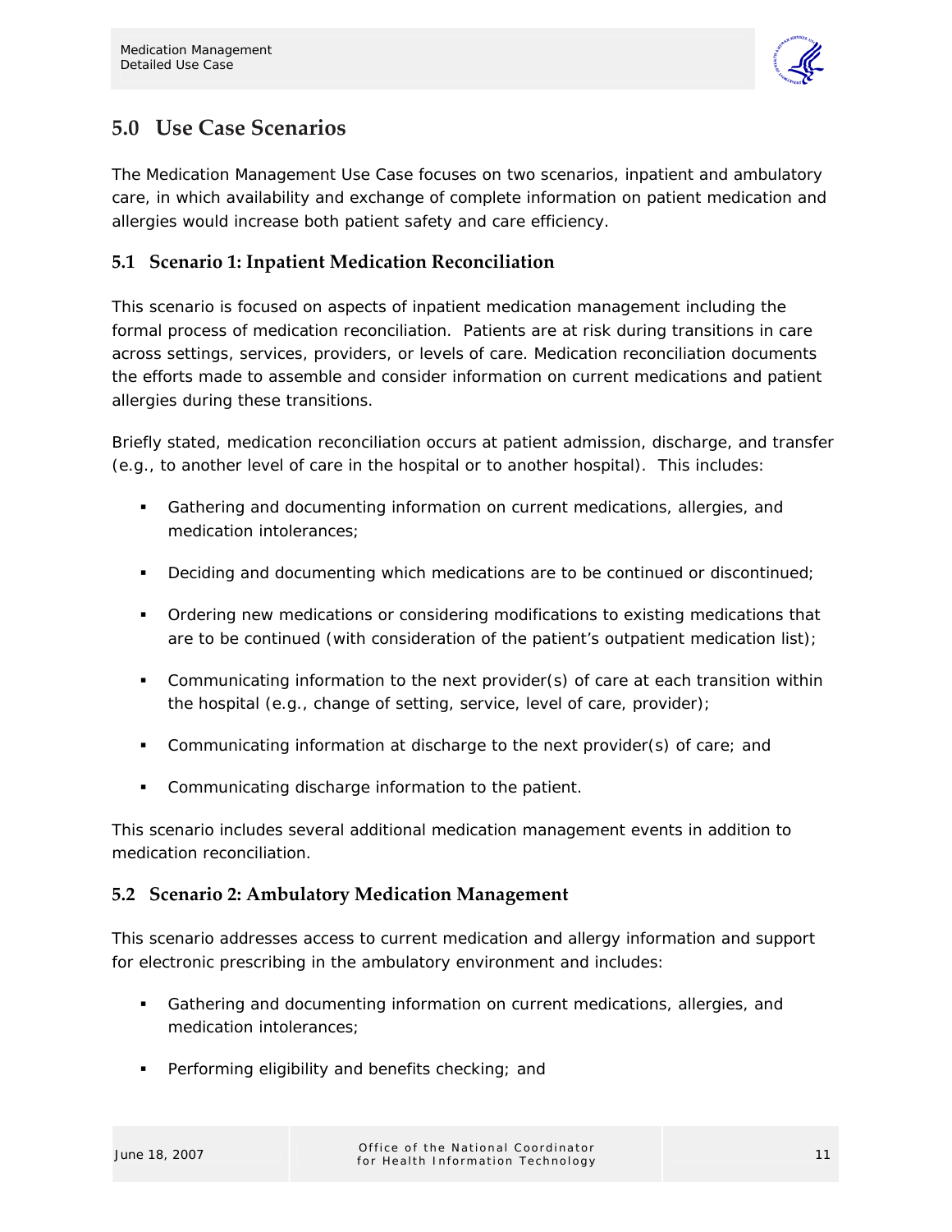# 5.0 Use Case Scenarios

The Medication Management Use Case focuses on two scenarios, inpatient and ambulatory care, in which availability and exchange of complete information on patient medication and allergies would increase both patient safety and care efficiency.

## 5.1 Scenario 1: Inpatient Medication Reconciliation

This scenario is focused on aspects of inpatient medication management including the formal process of medication reconciliation. Patients are at risk during transitions in care across settings, services, providers, or levels of care. Medication reconciliation documents the efforts made to assemble and consider information on current medications and patient allergies during these transitions.

Briefly stated, medication reconciliation occurs at patient admission, discharge, and transfer (e.g., to another level of care in the hospital or to another hospital). This includes:

- Gathering and documenting information on current medications, allergies, and medication intolerances;
- Deciding and documenting which medications are to be continued or discontinued;
- Ordering new medications or considering modifications to existing medications that are to be continued (with consideration of the patient's outpatient medication list);
- Communicating information to the next provider(s) of care at each transition within the hospital (e.g., change of setting, service, level of care, provider);
- Communicating information at discharge to the next provider(s) of care; and
- Communicating discharge information to the patient.

This scenario includes several additional medication management events in addition to medication reconciliation.

## 5.2 Scenario 2: Ambulatory Medication Management

This scenario addresses access to current medication and allergy information and support for electronic prescribing in the ambulatory environment and includes:

- Gathering and documenting information on current medications, allergies, and medication intolerances;
- Performing eligibility and benefits checking; and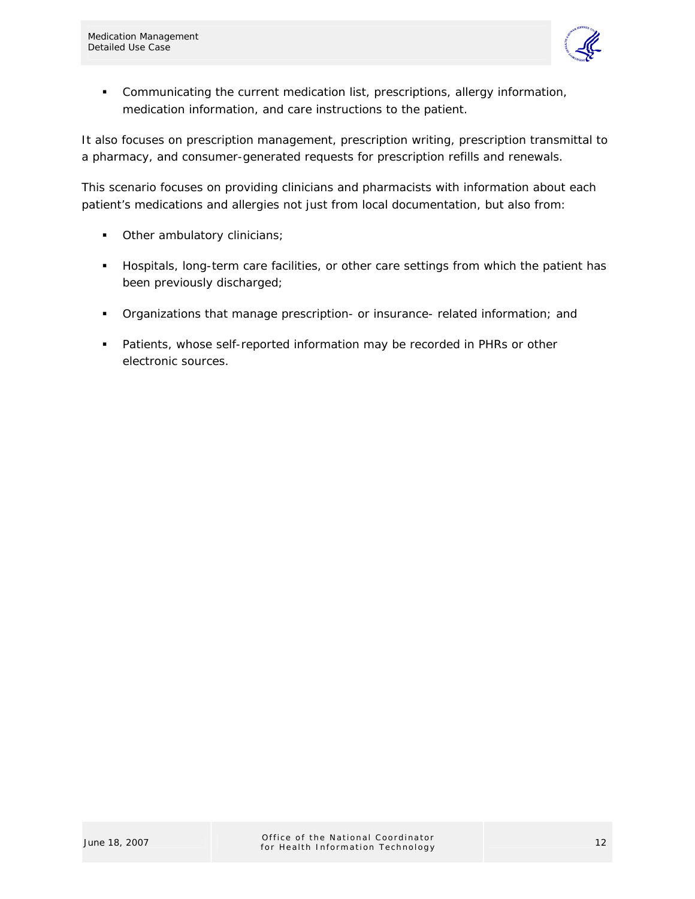- Communicating the current medication list, prescriptions, allergy information, medication information, and care instructions to the patient.

It also focuses on prescription management, prescription writing, prescription transmittal to a pharmacy, and consumer-generated requests for prescription refills and renewals.

This scenario focuses on providing clinicians and pharmacists with information about each patient's medications and allergies not just from local documentation, but also from:

- Other ambulatory clinicians;
- Hospitals, long-term care facilities, or other care settings from which the patient has been previously discharged;
- Organizations that manage prescription- or insurance- related information; and
- Patients, whose self-reported information may be recorded in PHRs or other electronic sources.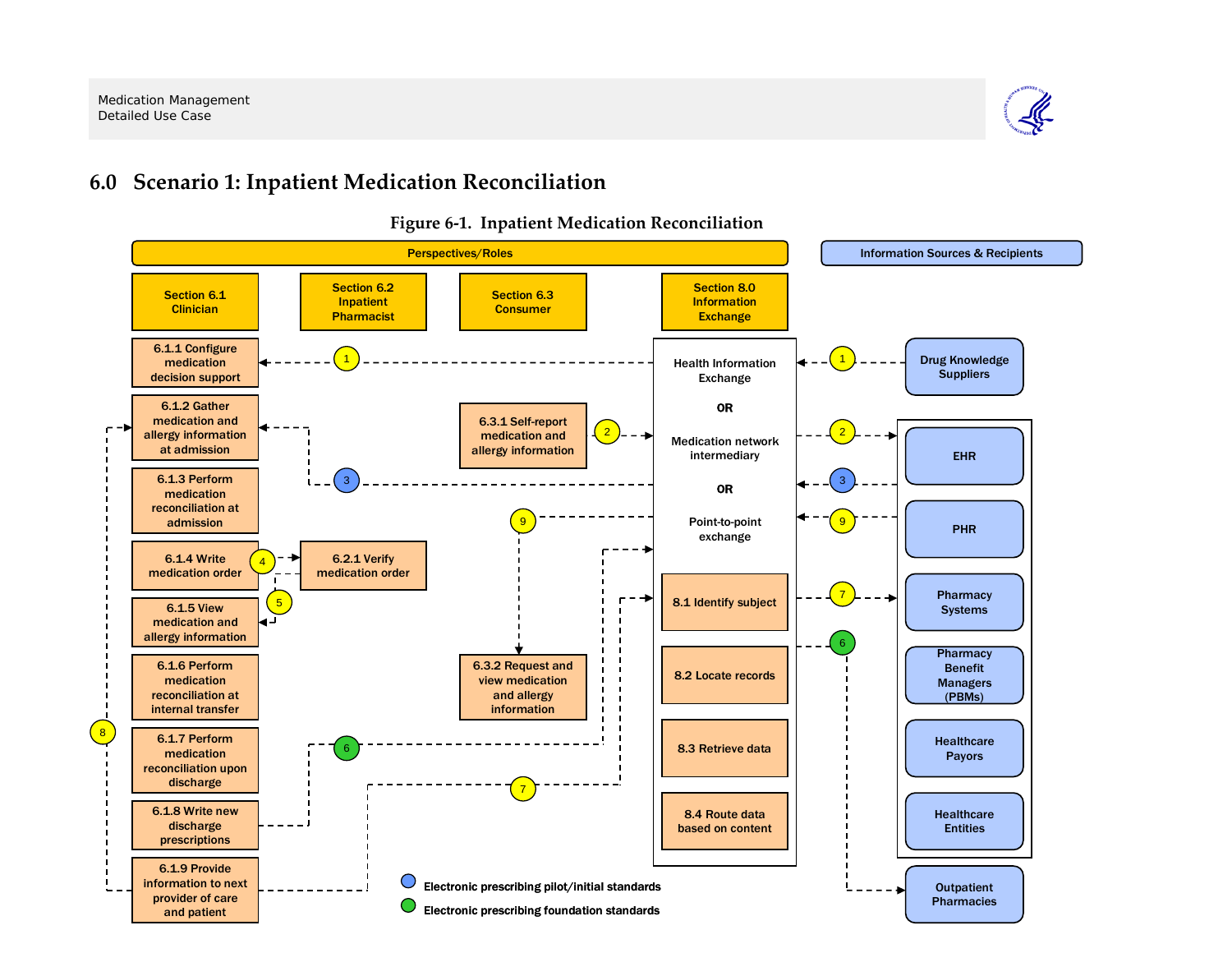# 6.0 Scenario 1: Inpatient Medication Reconciliation

**Figure 6-1. Inpatient Medication Reconciliation**

**Perspectives/Roles**

| Section 6.1 Clinician | Section 6.2 Inpatient Pharmacist | Section 6.3 Consumer | Section 8.0 Information Exchange |
|---|---|---|---|
| 6.1.1 Configure medication decision support | 6.2.1 Verify medication order | 6.3.1 Self-report medication and allergy information | Health Information Exchange OR Medication network intermediary OR Point-to-point exchange |
| 6.1.2 Gather medication and allergy information at admission | | 6.3.2 Request and view medication and allergy information | 8.1 Identify subject |
| 6.1.3 Perform medication reconciliation at admission | | | 8.2 Locate records |
| 6.1.4 Write medication order | | | 8.3 Retrieve data |
| 6.1.5 View medication and allergy information | | | 8.4 Route data based on content |
| 6.1.6 Perform medication reconciliation at internal transfer | | | |
| 6.1.7 Perform medication reconciliation upon discharge | | | |
| 6.1.8 Write new discharge prescriptions | | | |
| 6.1.9 Provide information to next provider of care and patient | | | |

**Information Sources & Recipients**

- Drug Knowledge Suppliers
- EHR
- PHR
- Pharmacy Systems
- Pharmacy Benefit Managers (PBMs)
- Healthcare Payors
- Healthcare Entities
- Outpatient Pharmacies

Flows:

1. Drug Knowledge Suppliers → Information Exchange → 6.1.1 Configure medication decision support
2. 6.3.1 Self-report medication and allergy information → Information Exchange → EHR, PHR, Pharmacy Systems, PBMs, Healthcare Payors, Healthcare Entities
3. (Blue) EHR, PHR, Pharmacy Systems, PBMs, Healthcare Payors, Healthcare Entities → Information Exchange → 6.1.2 Gather medication and allergy information at admission
4. 6.1.4 Write medication order → 6.2.1 Verify medication order
5. 6.2.1 Verify medication order → 6.1.5 View medication and allergy information
6. (Green) 6.1.8 Write new discharge prescriptions → Information Exchange → Outpatient Pharmacies
7. 6.1.9 Provide information to next provider of care and patient → Information Exchange → EHR, PHR, Pharmacy Systems, PBMs, Healthcare Payors, Healthcare Entities
8. 6.1.9 Provide information to next provider of care and patient → 6.1.2 Gather medication and allergy information at admission
9. EHR, PHR, Pharmacy Systems, PBMs, Healthcare Payors, Healthcare Entities → Information Exchange → 6.3.2 Request and view medication and allergy information

Legend:
- Blue circle: Electronic prescribing pilot/initial standards
- Green circle: Electronic prescribing foundation standards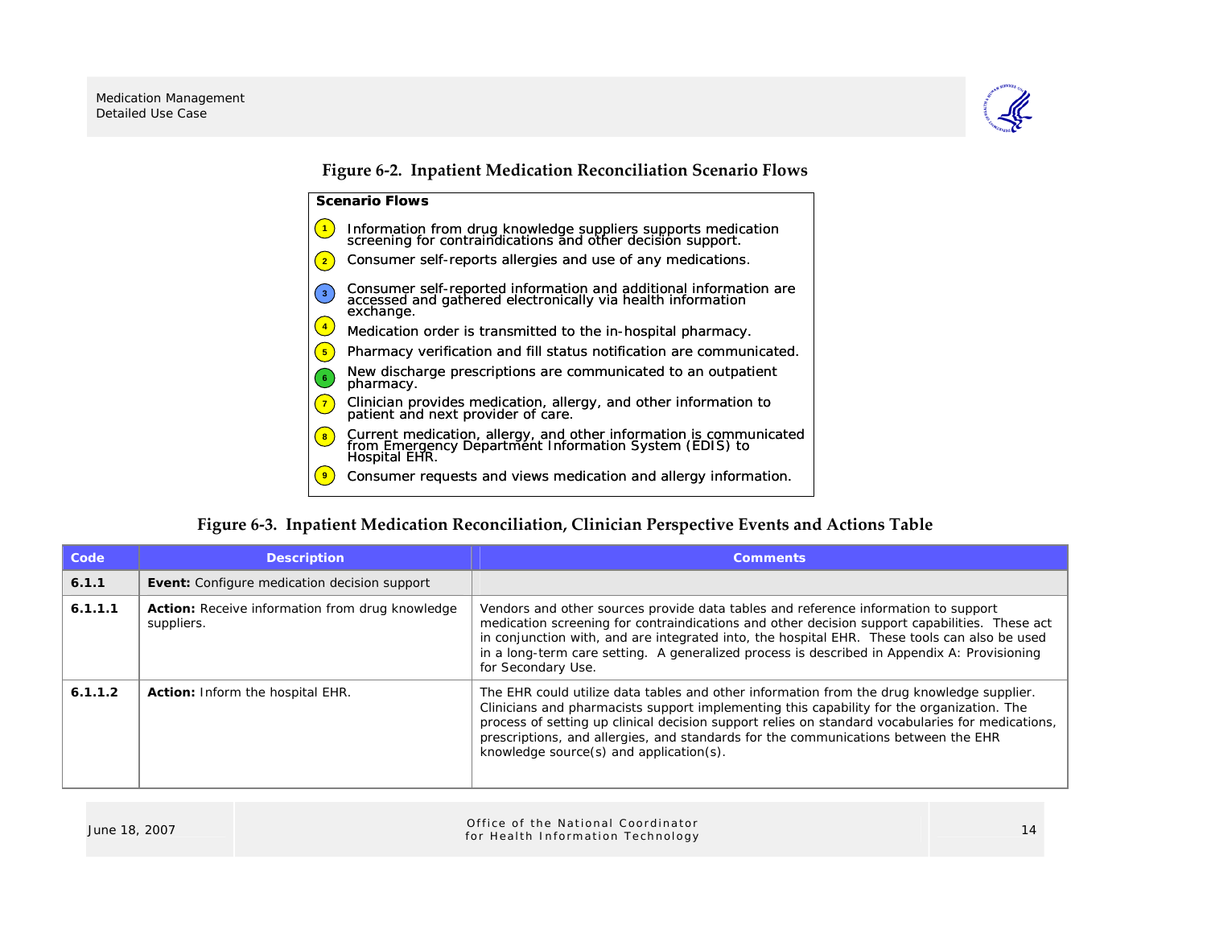**Figure 6-2. Inpatient Medication Reconciliation Scenario Flows**

**Scenario Flows**

1. Information from drug knowledge suppliers supports medication screening for contraindications and other decision support.
2. Consumer self-reports allergies and use of any medications.
3. Consumer self-reported information and additional information are accessed and gathered electronically via health information exchange.
4. Medication order is transmitted to the in-hospital pharmacy.
5. Pharmacy verification and fill status notification are communicated.
6. New discharge prescriptions are communicated to an outpatient pharmacy.
7. Clinician provides medication, allergy, and other information to patient and next provider of care.
8. Current medication, allergy, and other information is communicated from Emergency Department Information System (EDIS) to Hospital EHR.
9. Consumer requests and views medication and allergy information.

**Figure 6-3. Inpatient Medication Reconciliation, Clinician Perspective Events and Actions Table**

| Code | Description | Comments |
|---|---|---|
| **6.1.1** | **Event:** Configure medication decision support | |
| **6.1.1.1** | **Action:** Receive information from drug knowledge suppliers. | Vendors and other sources provide data tables and reference information to support medication screening for contraindications and other decision support capabilities. These act in conjunction with, and are integrated into, the hospital EHR. These tools can also be used in a long-term care setting. A generalized process is described in Appendix A: Provisioning for Secondary Use. |
| **6.1.1.2** | **Action:** Inform the hospital EHR. | The EHR could utilize data tables and other information from the drug knowledge supplier. Clinicians and pharmacists support implementing this capability for the organization. The process of setting up clinical decision support relies on standard vocabularies for medications, prescriptions, and allergies, and standards for the communications between the EHR knowledge source(s) and application(s). |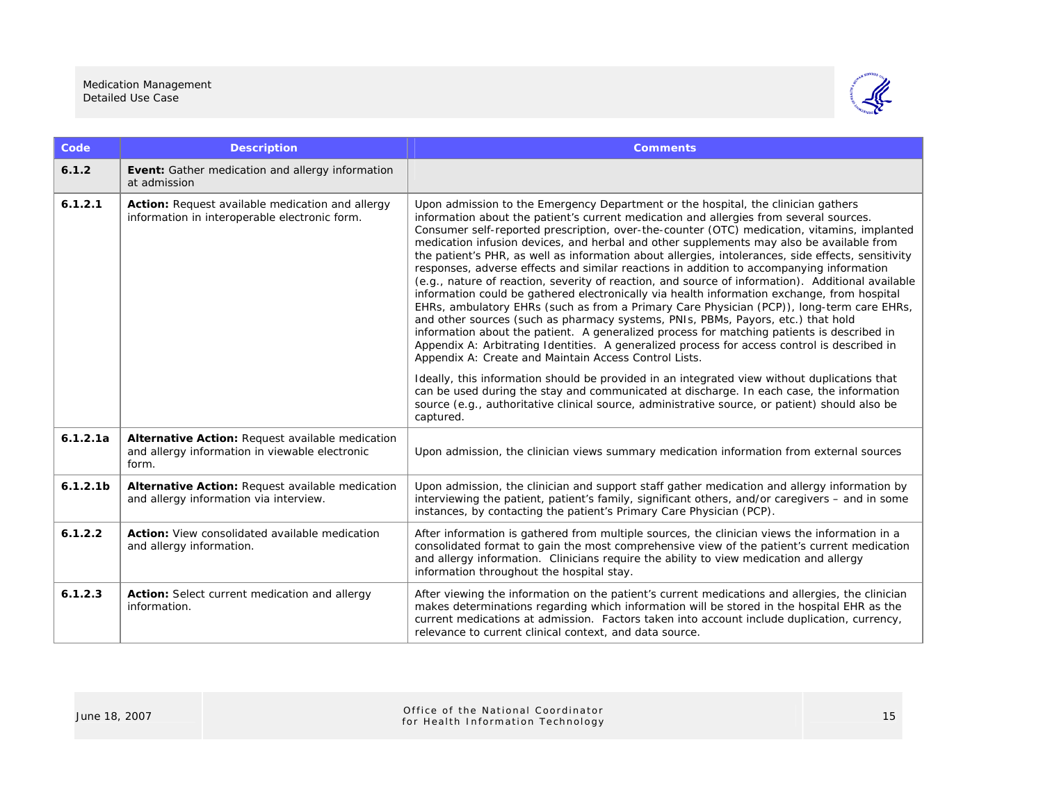| Code | Description | Comments |
|---|---|---|
| **6.1.2** | **Event:** Gather medication and allergy information at admission | |
| **6.1.2.1** | **Action:** Request available medication and allergy information in interoperable electronic form. | Upon admission to the Emergency Department or the hospital, the clinician gathers information about the patient's current medication and allergies from several sources. Consumer self-reported prescription, over-the-counter (OTC) medication, vitamins, implanted medication infusion devices, and herbal and other supplements may also be available from the patient's PHR, as well as information about allergies, intolerances, side effects, sensitivity responses, adverse effects and similar reactions in addition to accompanying information (e.g., nature of reaction, severity of reaction, and source of information). Additional available information could be gathered electronically via health information exchange, from hospital EHRs, ambulatory EHRs (such as from a Primary Care Physician (PCP)), long-term care EHRs, and other sources (such as pharmacy systems, PNIs, PBMs, Payors, etc.) that hold information about the patient. A generalized process for matching patients is described in Appendix A: Arbitrating Identities. A generalized process for access control is described in Appendix A: Create and Maintain Access Control Lists.<br><br>Ideally, this information should be provided in an integrated view without duplications that can be used during the stay and communicated at discharge. In each case, the information source (e.g., authoritative clinical source, administrative source, or patient) should also be captured. |
| **6.1.2.1a** | **Alternative Action:** Request available medication and allergy information in viewable electronic form. | Upon admission, the clinician views summary medication information from external sources |
| **6.1.2.1b** | **Alternative Action:** Request available medication and allergy information via interview. | Upon admission, the clinician and support staff gather medication and allergy information by interviewing the patient, patient's family, significant others, and/or caregivers – and in some instances, by contacting the patient's Primary Care Physician (PCP). |
| **6.1.2.2** | **Action:** View consolidated available medication and allergy information. | After information is gathered from multiple sources, the clinician views the information in a consolidated format to gain the most comprehensive view of the patient's current medication and allergy information. Clinicians require the ability to view medication and allergy information throughout the hospital stay. |
| **6.1.2.3** | **Action:** Select current medication and allergy information. | After viewing the information on the patient's current medications and allergies, the clinician makes determinations regarding which information will be stored in the hospital EHR as the current medications at admission. Factors taken into account include duplication, currency, relevance to current clinical context, and data source. |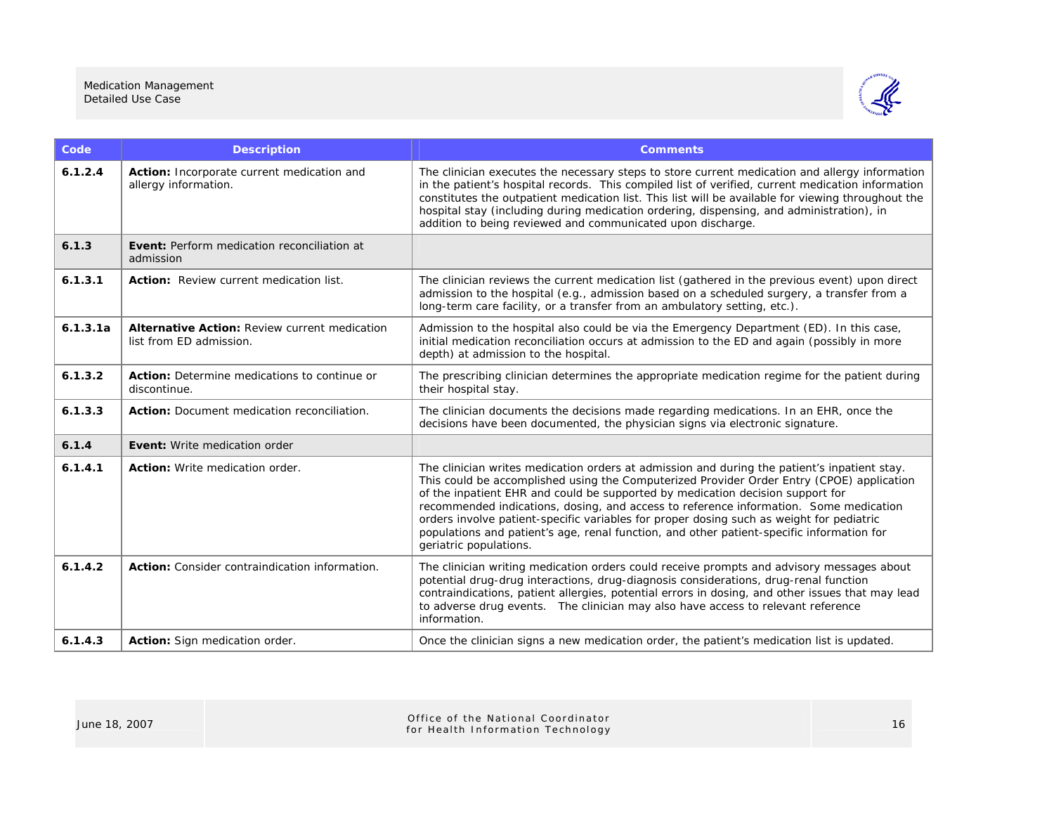| Code | Description | Comments |
|---|---|---|
| **6.1.2.4** | **Action:** Incorporate current medication and allergy information. | The clinician executes the necessary steps to store current medication and allergy information in the patient's hospital records. This compiled list of verified, current medication information constitutes the outpatient medication list. This list will be available for viewing throughout the hospital stay (including during medication ordering, dispensing, and administration), in addition to being reviewed and communicated upon discharge. |
| **6.1.3** | **Event:** Perform medication reconciliation at admission | |
| **6.1.3.1** | **Action:** Review current medication list. | The clinician reviews the current medication list (gathered in the previous event) upon direct admission to the hospital (e.g., admission based on a scheduled surgery, a transfer from a long-term care facility, or a transfer from an ambulatory setting, etc.). |
| **6.1.3.1a** | **Alternative Action:** Review current medication list from ED admission. | Admission to the hospital also could be via the Emergency Department (ED). In this case, initial medication reconciliation occurs at admission to the ED and again (possibly in more depth) at admission to the hospital. |
| **6.1.3.2** | **Action:** Determine medications to continue or discontinue. | The prescribing clinician determines the appropriate medication regime for the patient during their hospital stay. |
| **6.1.3.3** | **Action:** Document medication reconciliation. | The clinician documents the decisions made regarding medications. In an EHR, once the decisions have been documented, the physician signs via electronic signature. |
| **6.1.4** | **Event:** Write medication order | |
| **6.1.4.1** | **Action:** Write medication order. | The clinician writes medication orders at admission and during the patient's inpatient stay. This could be accomplished using the Computerized Provider Order Entry (CPOE) application of the inpatient EHR and could be supported by medication decision support for recommended indications, dosing, and access to reference information. Some medication orders involve patient-specific variables for proper dosing such as weight for pediatric populations and patient's age, renal function, and other patient-specific information for geriatric populations. |
| **6.1.4.2** | **Action:** Consider contraindication information. | The clinician writing medication orders could receive prompts and advisory messages about potential drug-drug interactions, drug-diagnosis considerations, drug-renal function contraindications, patient allergies, potential errors in dosing, and other issues that may lead to adverse drug events. The clinician may also have access to relevant reference information. |
| **6.1.4.3** | **Action:** Sign medication order. | Once the clinician signs a new medication order, the patient's medication list is updated. |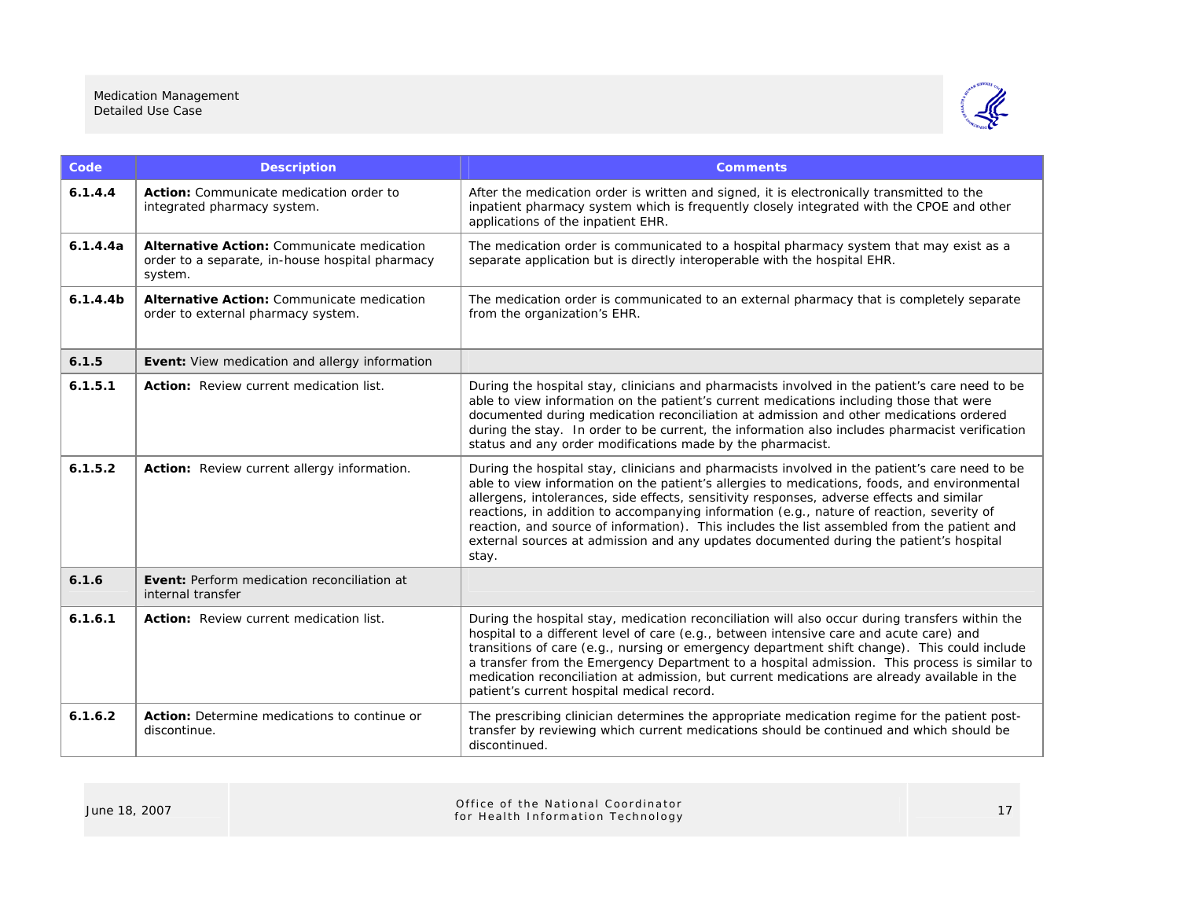| Code | Description | Comments |
|---|---|---|
| **6.1.4.4** | **Action:** Communicate medication order to integrated pharmacy system. | After the medication order is written and signed, it is electronically transmitted to the inpatient pharmacy system which is frequently closely integrated with the CPOE and other applications of the inpatient EHR. |
| **6.1.4.4a** | **Alternative Action:** Communicate medication order to a separate, in-house hospital pharmacy system. | The medication order is communicated to a hospital pharmacy system that may exist as a separate application but is directly interoperable with the hospital EHR. |
| **6.1.4.4b** | **Alternative Action:** Communicate medication order to external pharmacy system. | The medication order is communicated to an external pharmacy that is completely separate from the organization's EHR. |
| **6.1.5** | **Event:** View medication and allergy information | |
| **6.1.5.1** | **Action:** Review current medication list. | During the hospital stay, clinicians and pharmacists involved in the patient's care need to be able to view information on the patient's current medications including those that were documented during medication reconciliation at admission and other medications ordered during the stay. In order to be current, the information also includes pharmacist verification status and any order modifications made by the pharmacist. |
| **6.1.5.2** | **Action:** Review current allergy information. | During the hospital stay, clinicians and pharmacists involved in the patient's care need to be able to view information on the patient's allergies to medications, foods, and environmental allergens, intolerances, side effects, sensitivity responses, adverse effects and similar reactions, in addition to accompanying information (e.g., nature of reaction, severity of reaction, and source of information). This includes the list assembled from the patient and external sources at admission and any updates documented during the patient's hospital stay. |
| **6.1.6** | **Event:** Perform medication reconciliation at internal transfer | |
| **6.1.6.1** | **Action:** Review current medication list. | During the hospital stay, medication reconciliation will also occur during transfers within the hospital to a different level of care (e.g., between intensive care and acute care) and transitions of care (e.g., nursing or emergency department shift change). This could include a transfer from the Emergency Department to a hospital admission. This process is similar to medication reconciliation at admission, but current medications are already available in the patient's current hospital medical record. |
| **6.1.6.2** | **Action:** Determine medications to continue or discontinue. | The prescribing clinician determines the appropriate medication regime for the patient post-transfer by reviewing which current medications should be continued and which should be discontinued. |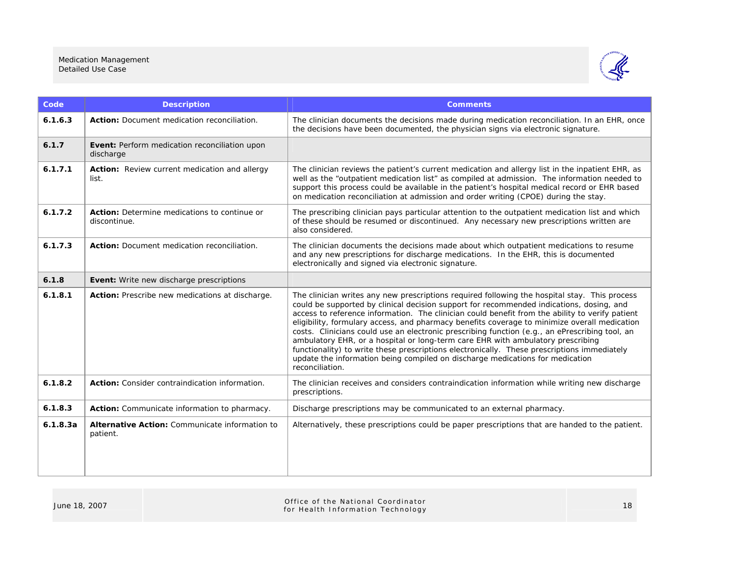| Code | Description | Comments |
|---|---|---|
| **6.1.6.3** | **Action:** Document medication reconciliation. | The clinician documents the decisions made during medication reconciliation. In an EHR, once the decisions have been documented, the physician signs via electronic signature. |
| **6.1.7** | **Event:** Perform medication reconciliation upon discharge | |
| **6.1.7.1** | **Action:** Review current medication and allergy list. | The clinician reviews the patient's current medication and allergy list in the inpatient EHR, as well as the "outpatient medication list" as compiled at admission. The information needed to support this process could be available in the patient's hospital medical record or EHR based on medication reconciliation at admission and order writing (CPOE) during the stay. |
| **6.1.7.2** | **Action:** Determine medications to continue or discontinue. | The prescribing clinician pays particular attention to the outpatient medication list and which of these should be resumed or discontinued. Any necessary new prescriptions written are also considered. |
| **6.1.7.3** | **Action:** Document medication reconciliation. | The clinician documents the decisions made about which outpatient medications to resume and any new prescriptions for discharge medications. In the EHR, this is documented electronically and signed via electronic signature. |
| **6.1.8** | **Event:** Write new discharge prescriptions | |
| **6.1.8.1** | **Action:** Prescribe new medications at discharge. | The clinician writes any new prescriptions required following the hospital stay. This process could be supported by clinical decision support for recommended indications, dosing, and access to reference information. The clinician could benefit from the ability to verify patient eligibility, formulary access, and pharmacy benefits coverage to minimize overall medication costs. Clinicians could use an electronic prescribing function (e.g., an ePrescribing tool, an ambulatory EHR, or a hospital or long-term care EHR with ambulatory prescribing functionality) to write these prescriptions electronically. These prescriptions immediately update the information being compiled on discharge medications for medication reconciliation. |
| **6.1.8.2** | **Action:** Consider contraindication information. | The clinician receives and considers contraindication information while writing new discharge prescriptions. |
| **6.1.8.3** | **Action:** Communicate information to pharmacy. | Discharge prescriptions may be communicated to an external pharmacy. |
| **6.1.8.3a** | **Alternative Action:** Communicate information to patient. | Alternatively, these prescriptions could be paper prescriptions that are handed to the patient. |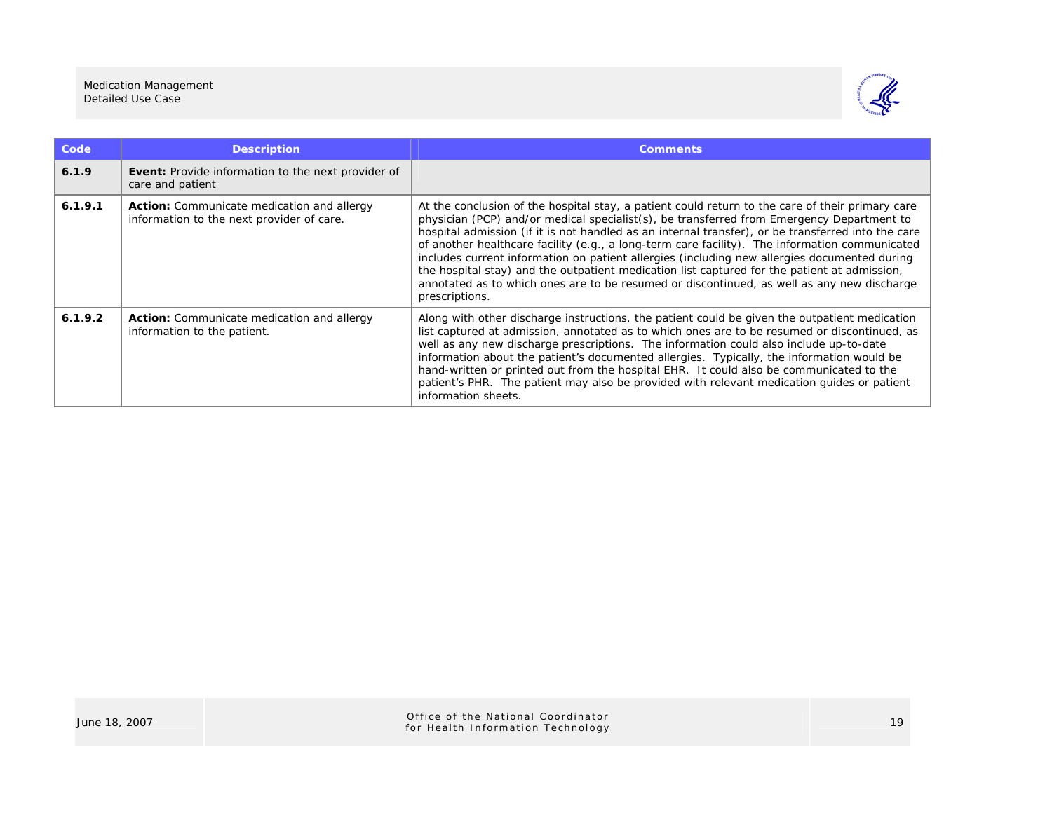| Code | Description | Comments |
|---|---|---|
| **6.1.9** | **Event:** Provide information to the next provider of care and patient | |
| **6.1.9.1** | **Action:** Communicate medication and allergy information to the next provider of care. | At the conclusion of the hospital stay, a patient could return to the care of their primary care physician (PCP) and/or medical specialist(s), be transferred from Emergency Department to hospital admission (if it is not handled as an internal transfer), or be transferred into the care of another healthcare facility (e.g., a long-term care facility). The information communicated includes current information on patient allergies (including new allergies documented during the hospital stay) and the outpatient medication list captured for the patient at admission, annotated as to which ones are to be resumed or discontinued, as well as any new discharge prescriptions. |
| **6.1.9.2** | **Action:** Communicate medication and allergy information to the patient. | Along with other discharge instructions, the patient could be given the outpatient medication list captured at admission, annotated as to which ones are to be resumed or discontinued, as well as any new discharge prescriptions. The information could also include up-to-date information about the patient's documented allergies. Typically, the information would be hand-written or printed out from the hospital EHR. It could also be communicated to the patient's PHR. The patient may also be provided with relevant medication guides or patient information sheets. |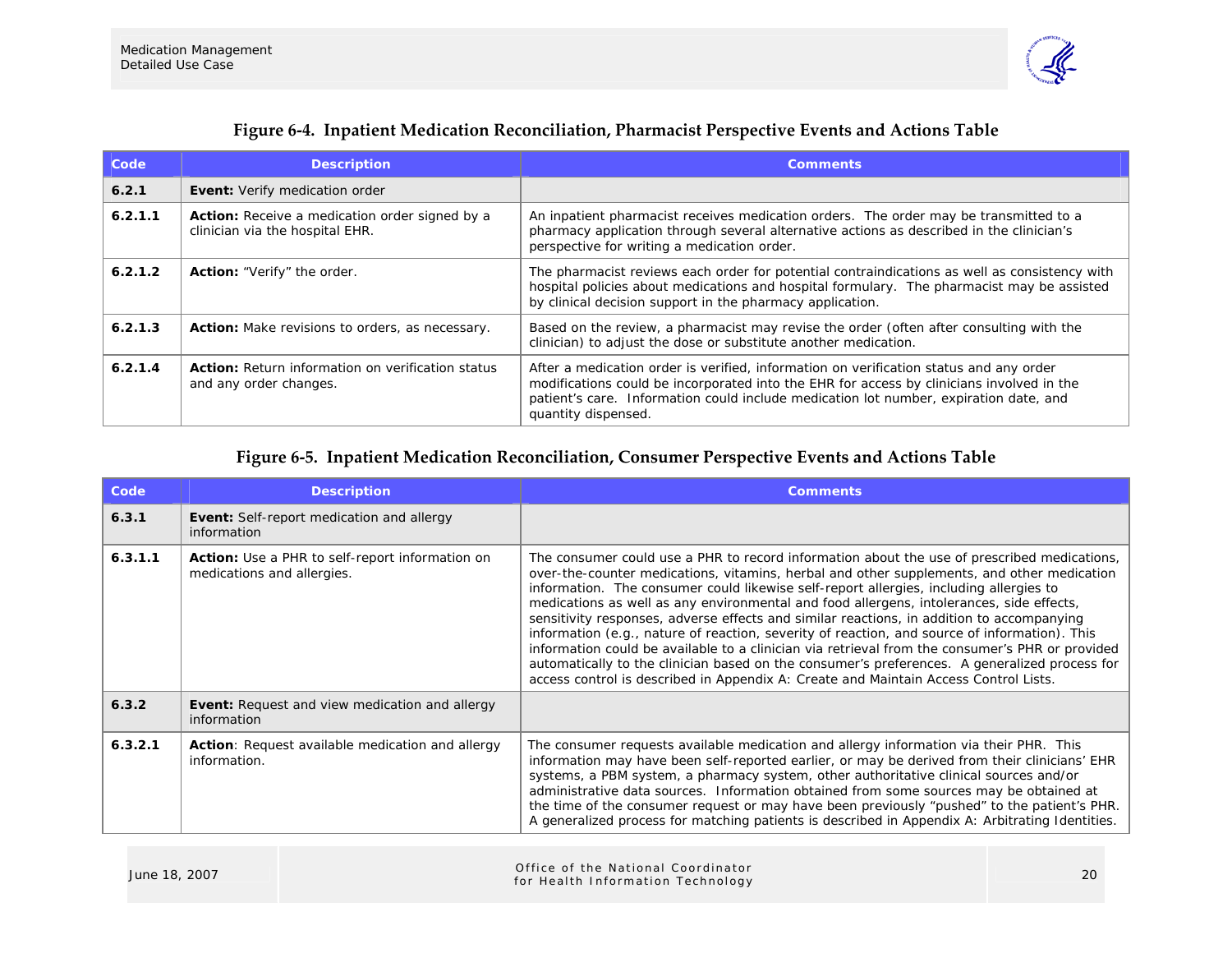**Figure 6-4. Inpatient Medication Reconciliation, Pharmacist Perspective Events and Actions Table**

| Code | Description | Comments |
|---|---|---|
| **6.2.1** | **Event:** Verify medication order | |
| **6.2.1.1** | **Action:** Receive a medication order signed by a clinician via the hospital EHR. | An inpatient pharmacist receives medication orders. The order may be transmitted to a pharmacy application through several alternative actions as described in the clinician's perspective for writing a medication order. |
| **6.2.1.2** | **Action:** "Verify" the order. | The pharmacist reviews each order for potential contraindications as well as consistency with hospital policies about medications and hospital formulary. The pharmacist may be assisted by clinical decision support in the pharmacy application. |
| **6.2.1.3** | **Action:** Make revisions to orders, as necessary. | Based on the review, a pharmacist may revise the order (often after consulting with the clinician) to adjust the dose or substitute another medication. |
| **6.2.1.4** | **Action:** Return information on verification status and any order changes. | After a medication order is verified, information on verification status and any order modifications could be incorporated into the EHR for access by clinicians involved in the patient's care. Information could include medication lot number, expiration date, and quantity dispensed. |

**Figure 6-5. Inpatient Medication Reconciliation, Consumer Perspective Events and Actions Table**

| Code | Description | Comments |
|---|---|---|
| **6.3.1** | **Event:** Self-report medication and allergy information | |
| **6.3.1.1** | **Action:** Use a PHR to self-report information on medications and allergies. | The consumer could use a PHR to record information about the use of prescribed medications, over-the-counter medications, vitamins, herbal and other supplements, and other medication information. The consumer could likewise self-report allergies, including allergies to medications as well as any environmental and food allergens, intolerances, side effects, sensitivity responses, adverse effects and similar reactions, in addition to accompanying information (e.g., nature of reaction, severity of reaction, and source of information). This information could be available to a clinician via retrieval from the consumer's PHR or provided automatically to the clinician based on the consumer's preferences. A generalized process for access control is described in Appendix A: Create and Maintain Access Control Lists. |
| **6.3.2** | **Event:** Request and view medication and allergy information | |
| **6.3.2.1** | **Action**: Request available medication and allergy information. | The consumer requests available medication and allergy information via their PHR. This information may have been self-reported earlier, or may be derived from their clinicians' EHR systems, a PBM system, a pharmacy system, other authoritative clinical sources and/or administrative data sources. Information obtained from some sources may be obtained at the time of the consumer request or may have been previously "pushed" to the patient's PHR. A generalized process for matching patients is described in Appendix A: Arbitrating Identities. |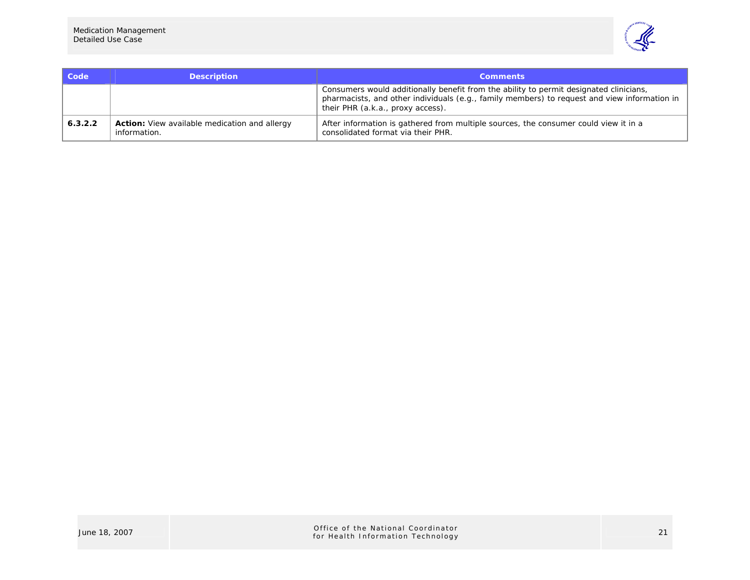| Code | Description | Comments |
|---|---|---|
| | | Consumers would additionally benefit from the ability to permit designated clinicians, pharmacists, and other individuals (e.g., family members) to request and view information in their PHR (a.k.a., proxy access). |
| **6.3.2.2** | **Action:** View available medication and allergy information. | After information is gathered from multiple sources, the consumer could view it in a consolidated format via their PHR. |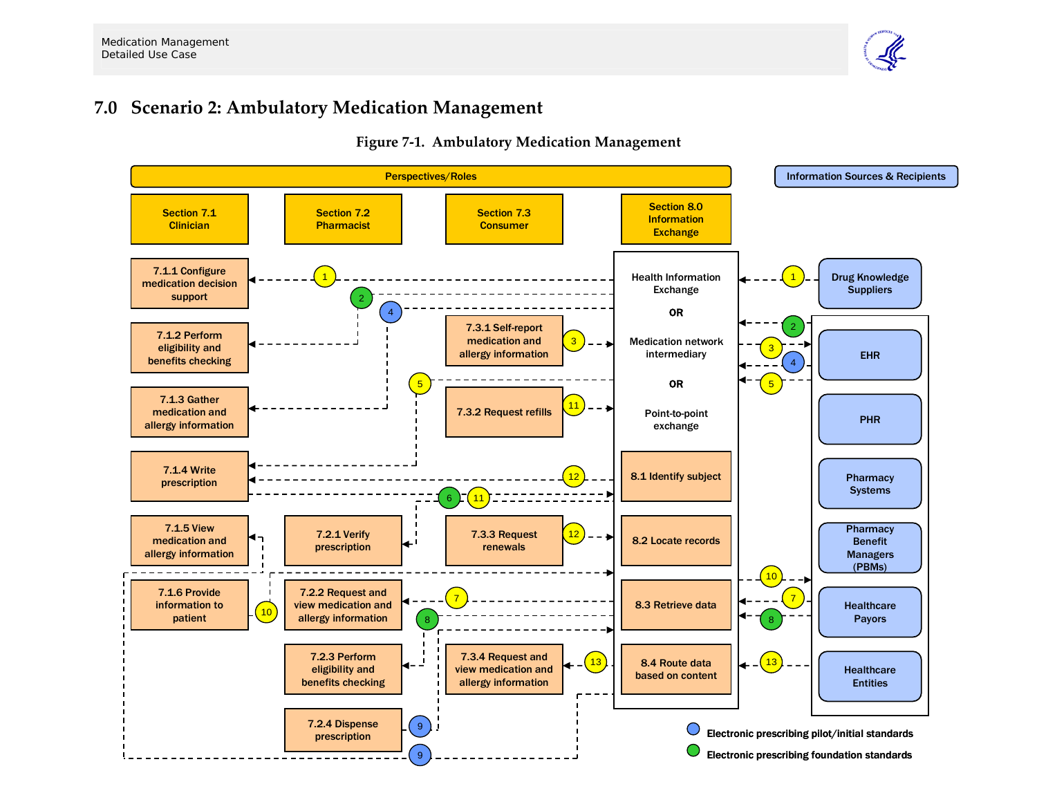# 7.0 Scenario 2: Ambulatory Medication Management

**Figure 7-1. Ambulatory Medication Management**

Perspectives/Roles

Section 7.1 Clinician

- 7.1.1 Configure medication decision support
- 7.1.2 Perform eligibility and benefits checking
- 7.1.3 Gather medication and allergy information
- 7.1.4 Write prescription
- 7.1.5 View medication and allergy information
- 7.1.6 Provide information to patient

Section 7.2 Pharmacist

- 7.2.1 Verify prescription
- 7.2.2 Request and view medication and allergy information
- 7.2.3 Perform eligibility and benefits checking
- 7.2.4 Dispense prescription

Section 7.3 Consumer

- 7.3.1 Self-report medication and allergy information
- 7.3.2 Request refills
- 7.3.3 Request renewals
- 7.3.4 Request and view medication and allergy information

Section 8.0 Information Exchange

Health Information Exchange OR Medication network intermediary OR Point-to-point exchange

- 8.1 Identify subject
- 8.2 Locate records
- 8.3 Retrieve data
- 8.4 Route data based on content

Information Sources & Recipients

- Drug Knowledge Suppliers
- EHR
- PHR
- Pharmacy Systems
- Pharmacy Benefit Managers (PBMs)
- Healthcare Payors
- Healthcare Entities

Electronic prescribing pilot/initial standards

Electronic prescribing foundation standards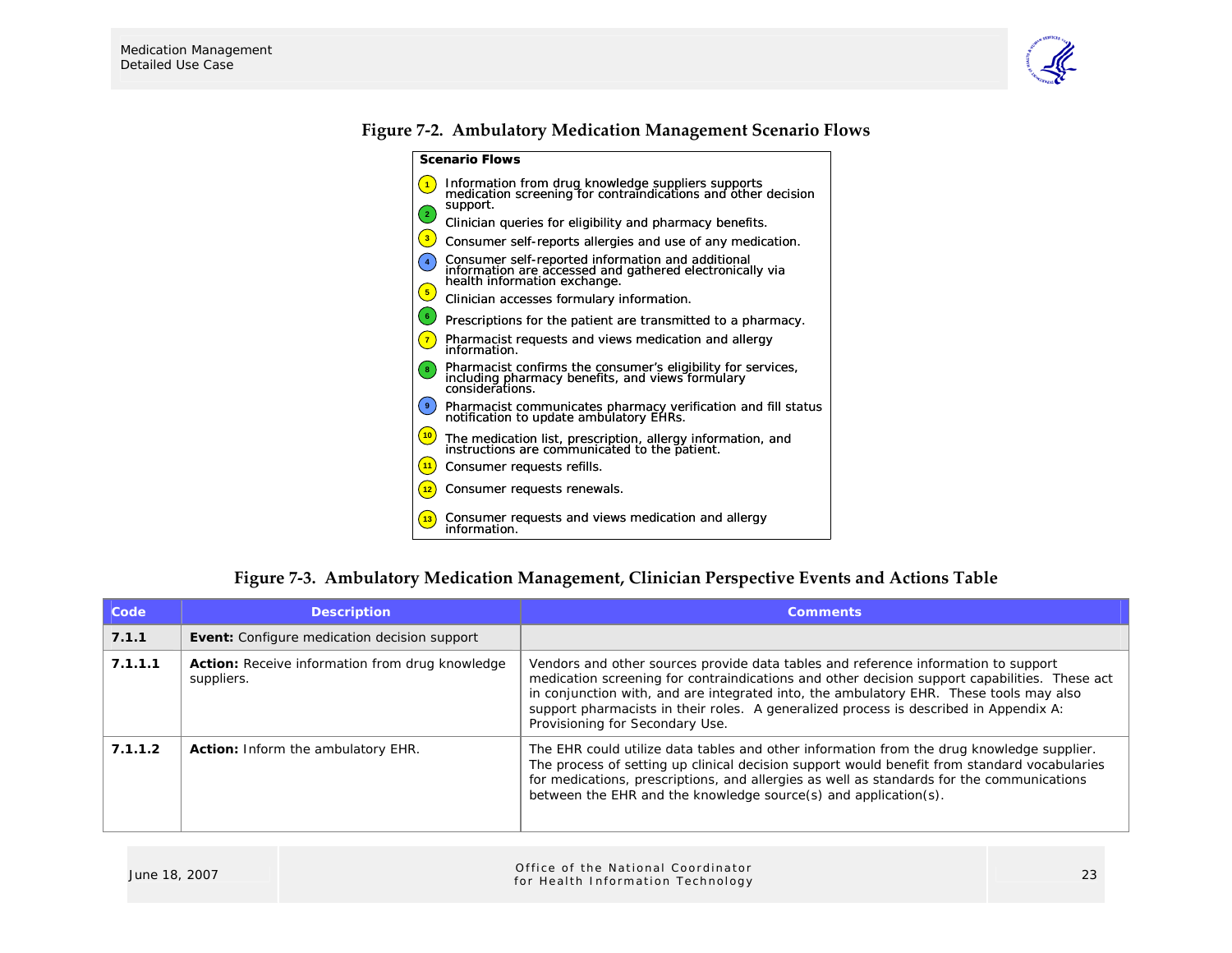**Figure 7-2. Ambulatory Medication Management Scenario Flows**

**Scenario Flows**

1. Information from drug knowledge suppliers supports medication screening for contraindications and other decision support.
2. Clinician queries for eligibility and pharmacy benefits.
3. Consumer self-reports allergies and use of any medication.
4. Consumer self-reported information and additional information are accessed and gathered electronically via health information exchange.
5. Clinician accesses formulary information.
6. Prescriptions for the patient are transmitted to a pharmacy.
7. Pharmacist requests and views medication and allergy information.
8. Pharmacist confirms the consumer's eligibility for services, including pharmacy benefits, and views formulary considerations.
9. Pharmacist communicates pharmacy verification and fill status notification to update ambulatory EHRs.
10. The medication list, prescription, allergy information, and instructions are communicated to the patient.
11. Consumer requests refills.
12. Consumer requests renewals.
13. Consumer requests and views medication and allergy information.

**Figure 7-3. Ambulatory Medication Management, Clinician Perspective Events and Actions Table**

| Code | Description | Comments |
|---|---|---|
| **7.1.1** | **Event:** Configure medication decision support | |
| **7.1.1.1** | **Action:** Receive information from drug knowledge suppliers. | Vendors and other sources provide data tables and reference information to support medication screening for contraindications and other decision support capabilities. These act in conjunction with, and are integrated into, the ambulatory EHR. These tools may also support pharmacists in their roles. A generalized process is described in Appendix A: Provisioning for Secondary Use. |
| **7.1.1.2** | **Action:** Inform the ambulatory EHR. | The EHR could utilize data tables and other information from the drug knowledge supplier. The process of setting up clinical decision support would benefit from standard vocabularies for medications, prescriptions, and allergies as well as standards for the communications between the EHR and the knowledge source(s) and application(s). |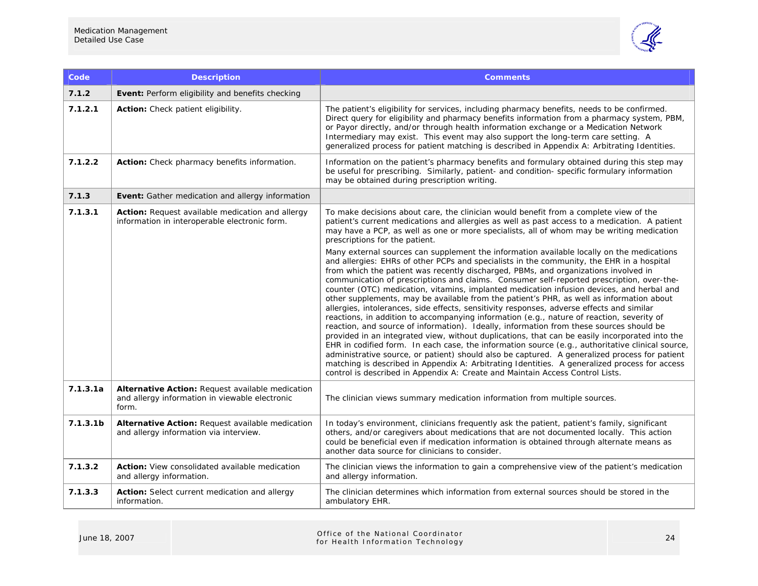| Code | Description | Comments |
|---|---|---|
| **7.1.2** | **Event:** Perform eligibility and benefits checking | |
| **7.1.2.1** | **Action:** Check patient eligibility. | The patient's eligibility for services, including pharmacy benefits, needs to be confirmed. Direct query for eligibility and pharmacy benefits information from a pharmacy system, PBM, or Payor directly, and/or through health information exchange or a Medication Network Intermediary may exist. This event may also support the long-term care setting. A generalized process for patient matching is described in Appendix A: Arbitrating Identities. |
| **7.1.2.2** | **Action:** Check pharmacy benefits information. | Information on the patient's pharmacy benefits and formulary obtained during this step may be useful for prescribing. Similarly, patient- and condition- specific formulary information may be obtained during prescription writing. |
| **7.1.3** | **Event:** Gather medication and allergy information | |
| **7.1.3.1** | **Action:** Request available medication and allergy information in interoperable electronic form. | To make decisions about care, the clinician would benefit from a complete view of the patient's current medications and allergies as well as past access to a medication. A patient may have a PCP, as well as one or more specialists, all of whom may be writing medication prescriptions for the patient.<br><br>Many external sources can supplement the information available locally on the medications and allergies: EHRs of other PCPs and specialists in the community, the EHR in a hospital from which the patient was recently discharged, PBMs, and organizations involved in communication of prescriptions and claims. Consumer self-reported prescription, over-the-counter (OTC) medication, vitamins, implanted medication infusion devices, and herbal and other supplements, may be available from the patient's PHR, as well as information about allergies, intolerances, side effects, sensitivity responses, adverse effects and similar reactions, in addition to accompanying information (e.g., nature of reaction, severity of reaction, and source of information). Ideally, information from these sources should be provided in an integrated view, without duplications, that can be easily incorporated into the EHR in codified form. In each case, the information source (e.g., authoritative clinical source, administrative source, or patient) should also be captured. A generalized process for patient matching is described in Appendix A: Arbitrating Identities. A generalized process for access control is described in Appendix A: Create and Maintain Access Control Lists. |
| **7.1.3.1a** | **Alternative Action:** Request available medication and allergy information in viewable electronic form. | The clinician views summary medication information from multiple sources. |
| **7.1.3.1b** | **Alternative Action:** Request available medication and allergy information via interview. | In today's environment, clinicians frequently ask the patient, patient's family, significant others, and/or caregivers about medications that are not documented locally. This action could be beneficial even if medication information is obtained through alternate means as another data source for clinicians to consider. |
| **7.1.3.2** | **Action:** View consolidated available medication and allergy information. | The clinician views the information to gain a comprehensive view of the patient's medication and allergy information. |
| **7.1.3.3** | **Action:** Select current medication and allergy information. | The clinician determines which information from external sources should be stored in the ambulatory EHR. |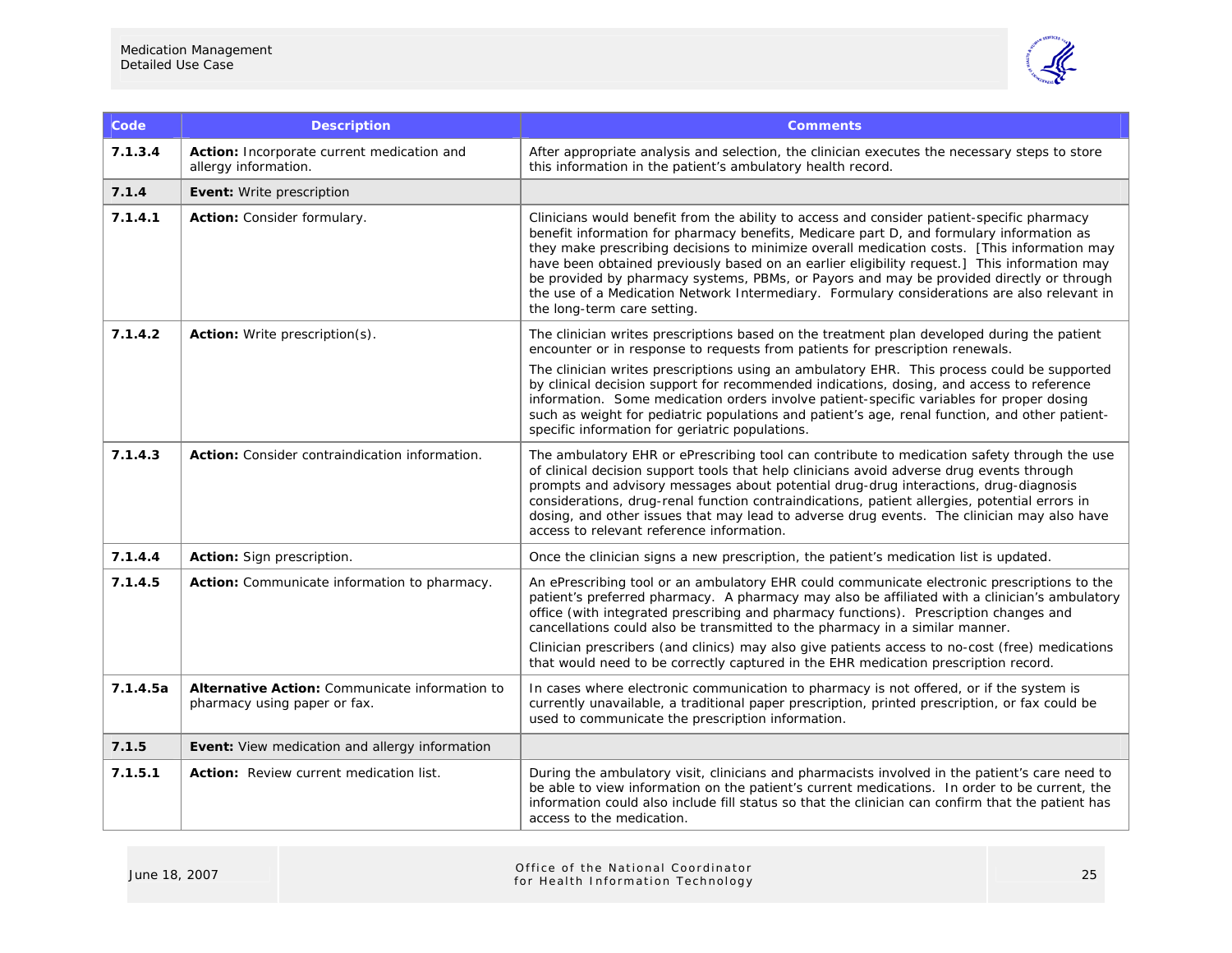| Code | Description | Comments |
|---|---|---|
| **7.1.3.4** | **Action:** Incorporate current medication and allergy information. | After appropriate analysis and selection, the clinician executes the necessary steps to store this information in the patient's ambulatory health record. |
| **7.1.4** | **Event:** Write prescription | |
| **7.1.4.1** | **Action:** Consider formulary. | Clinicians would benefit from the ability to access and consider patient-specific pharmacy benefit information for pharmacy benefits, Medicare part D, and formulary information as they make prescribing decisions to minimize overall medication costs. [This information may have been obtained previously based on an earlier eligibility request.] This information may be provided by pharmacy systems, PBMs, or Payors and may be provided directly or through the use of a Medication Network Intermediary. Formulary considerations are also relevant in the long-term care setting. |
| **7.1.4.2** | **Action:** Write prescription(s). | The clinician writes prescriptions based on the treatment plan developed during the patient encounter or in response to requests from patients for prescription renewals.<br>The clinician writes prescriptions using an ambulatory EHR. This process could be supported by clinical decision support for recommended indications, dosing, and access to reference information. Some medication orders involve patient-specific variables for proper dosing such as weight for pediatric populations and patient's age, renal function, and other patient-specific information for geriatric populations. |
| **7.1.4.3** | **Action:** Consider contraindication information. | The ambulatory EHR or ePrescribing tool can contribute to medication safety through the use of clinical decision support tools that help clinicians avoid adverse drug events through prompts and advisory messages about potential drug-drug interactions, drug-diagnosis considerations, drug-renal function contraindications, patient allergies, potential errors in dosing, and other issues that may lead to adverse drug events. The clinician may also have access to relevant reference information. |
| **7.1.4.4** | **Action:** Sign prescription. | Once the clinician signs a new prescription, the patient's medication list is updated. |
| **7.1.4.5** | **Action:** Communicate information to pharmacy. | An ePrescribing tool or an ambulatory EHR could communicate electronic prescriptions to the patient's preferred pharmacy. A pharmacy may also be affiliated with a clinician's ambulatory office (with integrated prescribing and pharmacy functions). Prescription changes and cancellations could also be transmitted to the pharmacy in a similar manner.<br>Clinician prescribers (and clinics) may also give patients access to no-cost (free) medications that would need to be correctly captured in the EHR medication prescription record. |
| **7.1.4.5a** | **Alternative Action:** Communicate information to pharmacy using paper or fax. | In cases where electronic communication to pharmacy is not offered, or if the system is currently unavailable, a traditional paper prescription, printed prescription, or fax could be used to communicate the prescription information. |
| **7.1.5** | **Event:** View medication and allergy information | |
| **7.1.5.1** | **Action:** Review current medication list. | During the ambulatory visit, clinicians and pharmacists involved in the patient's care need to be able to view information on the patient's current medications. In order to be current, the information could also include fill status so that the clinician can confirm that the patient has access to the medication. |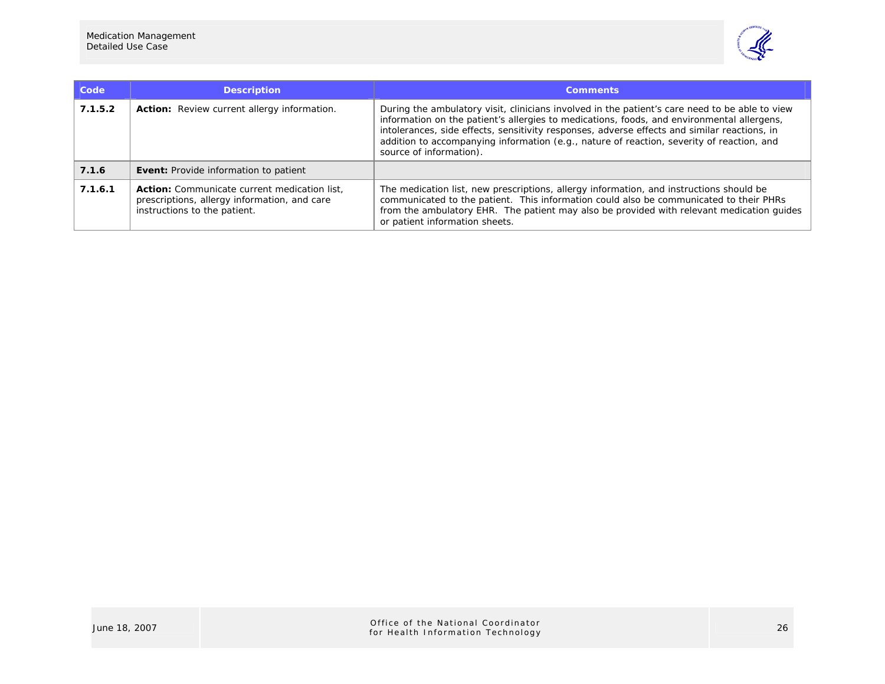| Code | Description | Comments |
|---|---|---|
| **7.1.5.2** | **Action:** Review current allergy information. | During the ambulatory visit, clinicians involved in the patient's care need to be able to view information on the patient's allergies to medications, foods, and environmental allergens, intolerances, side effects, sensitivity responses, adverse effects and similar reactions, in addition to accompanying information (e.g., nature of reaction, severity of reaction, and source of information). |
| **7.1.6** | **Event:** Provide information to patient | |
| **7.1.6.1** | **Action:** Communicate current medication list, prescriptions, allergy information, and care instructions to the patient. | The medication list, new prescriptions, allergy information, and instructions should be communicated to the patient. This information could also be communicated to their PHRs from the ambulatory EHR. The patient may also be provided with relevant medication guides or patient information sheets. |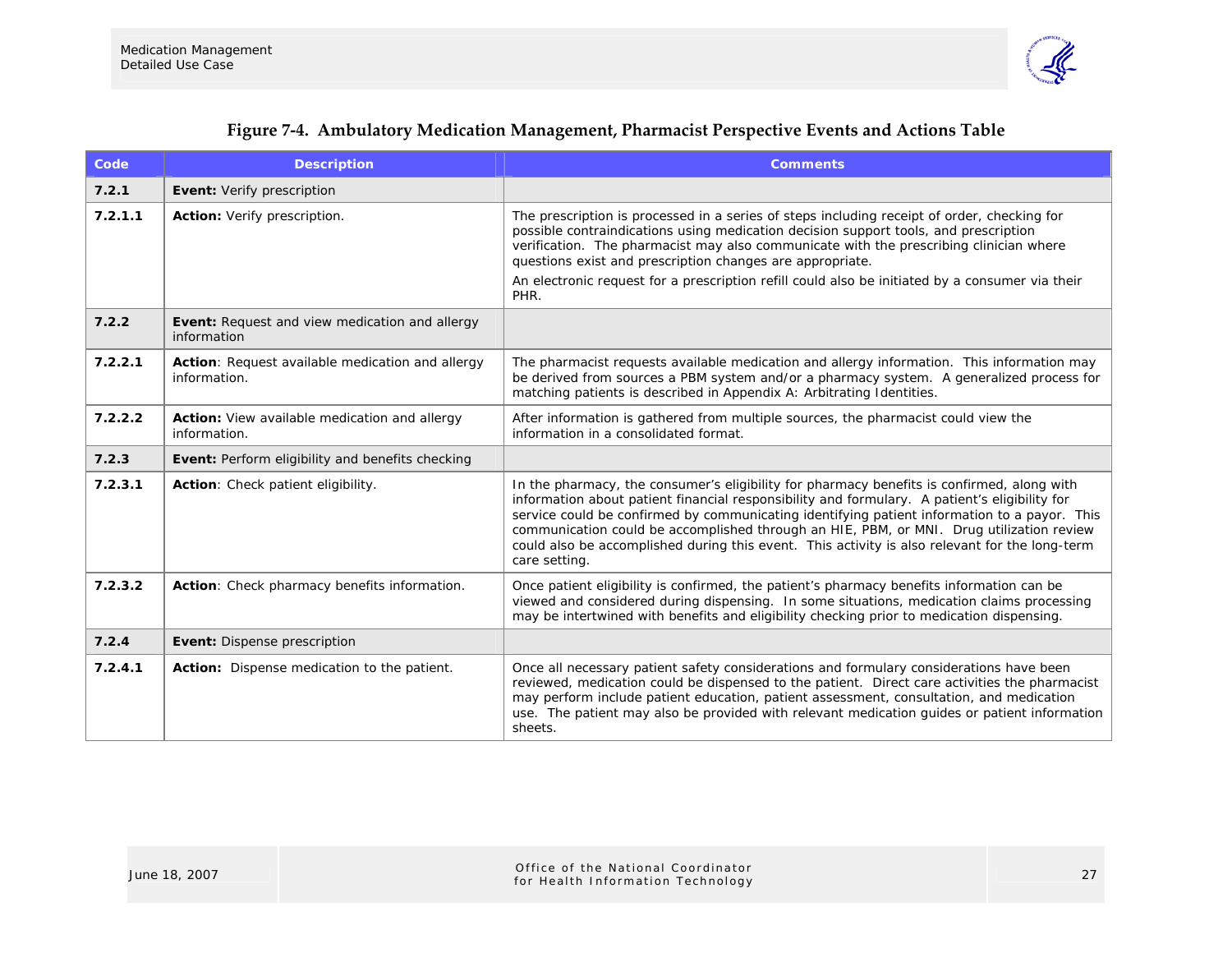**Figure 7-4. Ambulatory Medication Management, Pharmacist Perspective Events and Actions Table**

| Code | Description | Comments |
|---|---|---|
| **7.2.1** | **Event:** Verify prescription | |
| **7.2.1.1** | **Action:** Verify prescription. | The prescription is processed in a series of steps including receipt of order, checking for possible contraindications using medication decision support tools, and prescription verification. The pharmacist may also communicate with the prescribing clinician where questions exist and prescription changes are appropriate. <br> An electronic request for a prescription refill could also be initiated by a consumer via their PHR. |
| **7.2.2** | **Event:** Request and view medication and allergy information | |
| **7.2.2.1** | **Action**: Request available medication and allergy information. | The pharmacist requests available medication and allergy information. This information may be derived from sources a PBM system and/or a pharmacy system. A generalized process for matching patients is described in Appendix A: Arbitrating Identities. |
| **7.2.2.2** | **Action:** View available medication and allergy information. | After information is gathered from multiple sources, the pharmacist could view the information in a consolidated format. |
| **7.2.3** | **Event:** Perform eligibility and benefits checking | |
| **7.2.3.1** | **Action**: Check patient eligibility. | In the pharmacy, the consumer's eligibility for pharmacy benefits is confirmed, along with information about patient financial responsibility and formulary. A patient's eligibility for service could be confirmed by communicating identifying patient information to a payor. This communication could be accomplished through an HIE, PBM, or MNI. Drug utilization review could also be accomplished during this event. This activity is also relevant for the long-term care setting. |
| **7.2.3.2** | **Action**: Check pharmacy benefits information. | Once patient eligibility is confirmed, the patient's pharmacy benefits information can be viewed and considered during dispensing. In some situations, medication claims processing may be intertwined with benefits and eligibility checking prior to medication dispensing. |
| **7.2.4** | **Event:** Dispense prescription | |
| **7.2.4.1** | **Action:** Dispense medication to the patient. | Once all necessary patient safety considerations and formulary considerations have been reviewed, medication could be dispensed to the patient. Direct care activities the pharmacist may perform include patient education, patient assessment, consultation, and medication use. The patient may also be provided with relevant medication guides or patient information sheets. |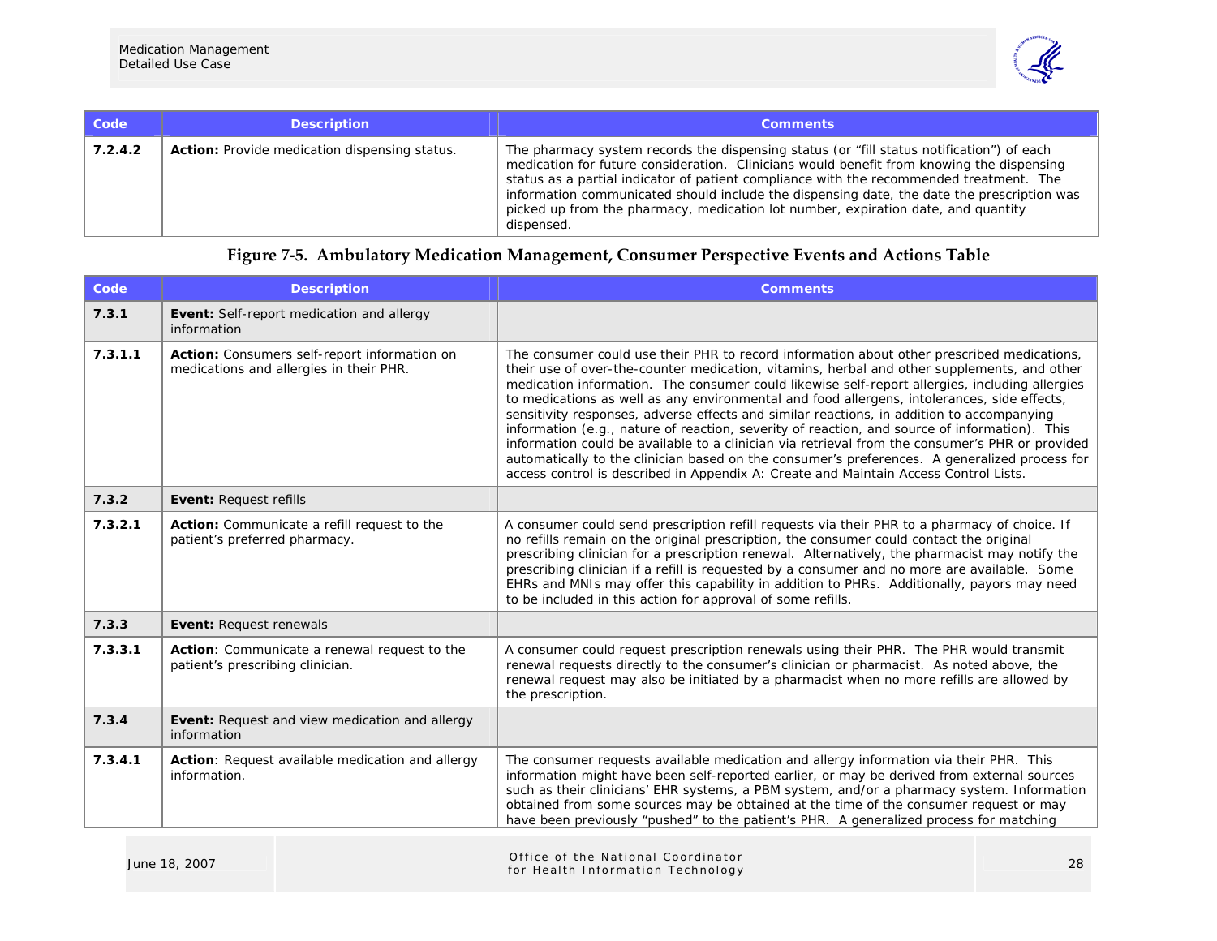| Code | Description | Comments |
|---|---|---|
| **7.2.4.2** | **Action:** Provide medication dispensing status. | The pharmacy system records the dispensing status (or "fill status notification") of each medication for future consideration. Clinicians would benefit from knowing the dispensing status as a partial indicator of patient compliance with the recommended treatment. The information communicated should include the dispensing date, the date the prescription was picked up from the pharmacy, medication lot number, expiration date, and quantity dispensed. |

**Figure 7-5. Ambulatory Medication Management, Consumer Perspective Events and Actions Table**

| Code | Description | Comments |
|---|---|---|
| **7.3.1** | **Event:** Self-report medication and allergy information | |
| **7.3.1.1** | **Action:** Consumers self-report information on medications and allergies in their PHR. | The consumer could use their PHR to record information about other prescribed medications, their use of over-the-counter medication, vitamins, herbal and other supplements, and other medication information. The consumer could likewise self-report allergies, including allergies to medications as well as any environmental and food allergens, intolerances, side effects, sensitivity responses, adverse effects and similar reactions, in addition to accompanying information (e.g., nature of reaction, severity of reaction, and source of information). This information could be available to a clinician via retrieval from the consumer's PHR or provided automatically to the clinician based on the consumer's preferences. A generalized process for access control is described in Appendix A: Create and Maintain Access Control Lists. |
| **7.3.2** | **Event:** Request refills | |
| **7.3.2.1** | **Action:** Communicate a refill request to the patient's preferred pharmacy. | A consumer could send prescription refill requests via their PHR to a pharmacy of choice. If no refills remain on the original prescription, the consumer could contact the original prescribing clinician for a prescription renewal. Alternatively, the pharmacist may notify the prescribing clinician if a refill is requested by a consumer and no more are available. Some EHRs and MNIs may offer this capability in addition to PHRs. Additionally, payors may need to be included in this action for approval of some refills. |
| **7.3.3** | **Event:** Request renewals | |
| **7.3.3.1** | **Action**: Communicate a renewal request to the patient's prescribing clinician. | A consumer could request prescription renewals using their PHR. The PHR would transmit renewal requests directly to the consumer's clinician or pharmacist. As noted above, the renewal request may also be initiated by a pharmacist when no more refills are allowed by the prescription. |
| **7.3.4** | **Event:** Request and view medication and allergy information | |
| **7.3.4.1** | **Action**: Request available medication and allergy information. | The consumer requests available medication and allergy information via their PHR. This information might have been self-reported earlier, or may be derived from external sources such as their clinicians' EHR systems, a PBM system, and/or a pharmacy system. Information obtained from some sources may be obtained at the time of the consumer request or may have been previously "pushed" to the patient's PHR. A generalized process for matching |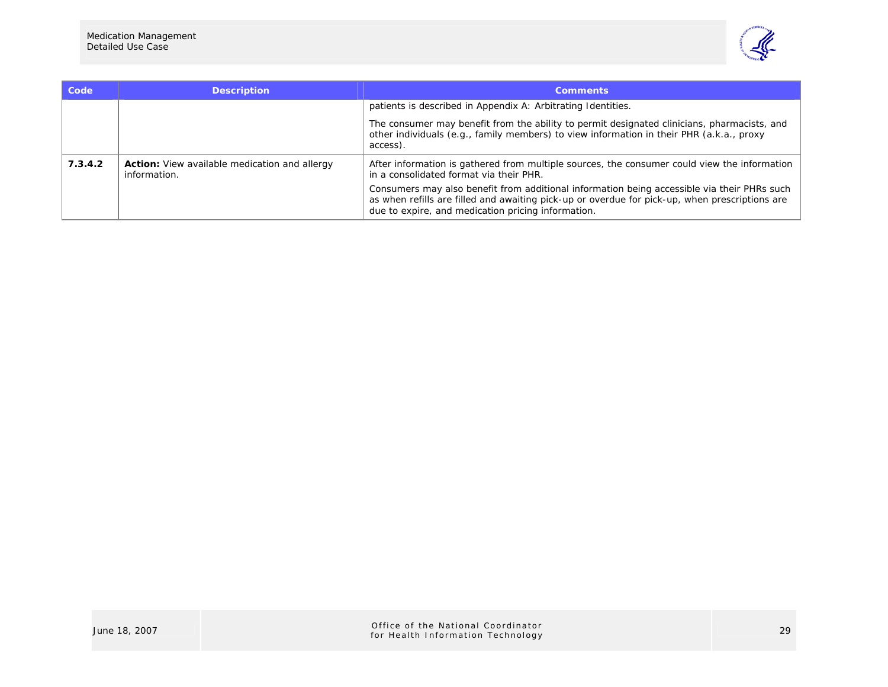| Code | Description | Comments |
|---|---|---|
| | | patients is described in Appendix A: Arbitrating Identities.<br><br>The consumer may benefit from the ability to permit designated clinicians, pharmacists, and other individuals (e.g., family members) to view information in their PHR (a.k.a., proxy access). |
| **7.3.4.2** | **Action:** View available medication and allergy information. | After information is gathered from multiple sources, the consumer could view the information in a consolidated format via their PHR.<br><br>Consumers may also benefit from additional information being accessible via their PHRs such as when refills are filled and awaiting pick-up or overdue for pick-up, when prescriptions are due to expire, and medication pricing information. |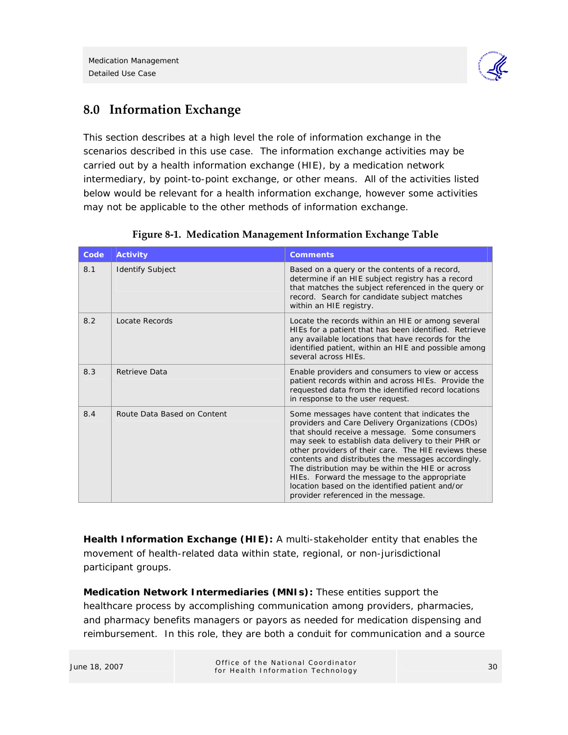## 8.0 Information Exchange

This section describes at a high level the role of information exchange in the scenarios described in this use case. The information exchange activities may be carried out by a health information exchange (HIE), by a medication network intermediary, by point-to-point exchange, or other means. All of the activities listed below would be relevant for a health information exchange, however some activities may not be applicable to the other methods of information exchange.

**Figure 8-1. Medication Management Information Exchange Table**

| Code | Activity | Comments |
|---|---|---|
| 8.1 | Identify Subject | Based on a query or the contents of a record, determine if an HIE subject registry has a record that matches the subject referenced in the query or record. Search for candidate subject matches within an HIE registry. |
| 8.2 | Locate Records | Locate the records within an HIE or among several HIEs for a patient that has been identified. Retrieve any available locations that have records for the identified patient, within an HIE and possible among several across HIEs. |
| 8.3 | Retrieve Data | Enable providers and consumers to view or access patient records within and across HIEs. Provide the requested data from the identified record locations in response to the user request. |
| 8.4 | Route Data Based on Content | Some messages have content that indicates the providers and Care Delivery Organizations (CDOs) that should receive a message. Some consumers may seek to establish data delivery to their PHR or other providers of their care. The HIE reviews these contents and distributes the messages accordingly. The distribution may be within the HIE or across HIEs. Forward the message to the appropriate location based on the identified patient and/or provider referenced in the message. |

**Health Information Exchange (HIE):** A multi-stakeholder entity that enables the movement of health-related data within state, regional, or non-jurisdictional participant groups.

**Medication Network Intermediaries (MNIs):** These entities support the healthcare process by accomplishing communication among providers, pharmacies, and pharmacy benefits managers or payors as needed for medication dispensing and reimbursement. In this role, they are both a conduit for communication and a source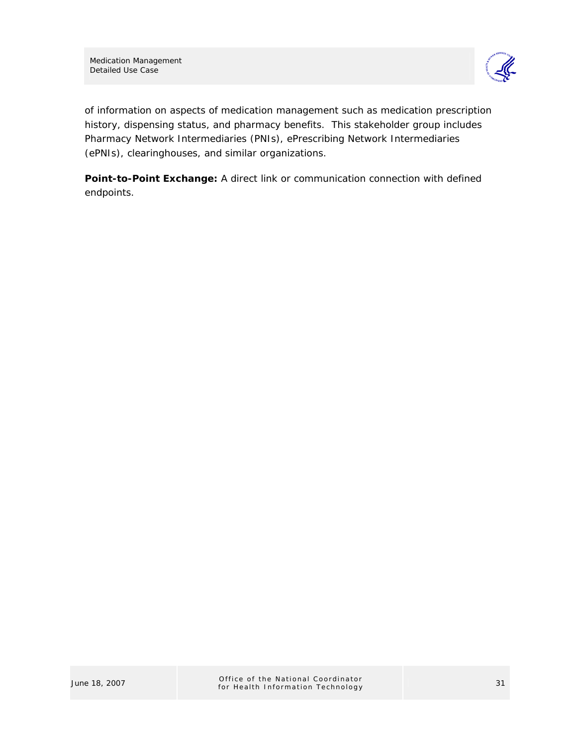of information on aspects of medication management such as medication prescription history, dispensing status, and pharmacy benefits. This stakeholder group includes Pharmacy Network Intermediaries (PNIs), ePrescribing Network Intermediaries (ePNIs), clearinghouses, and similar organizations.

**Point-to-Point Exchange:** A direct link or communication connection with defined endpoints.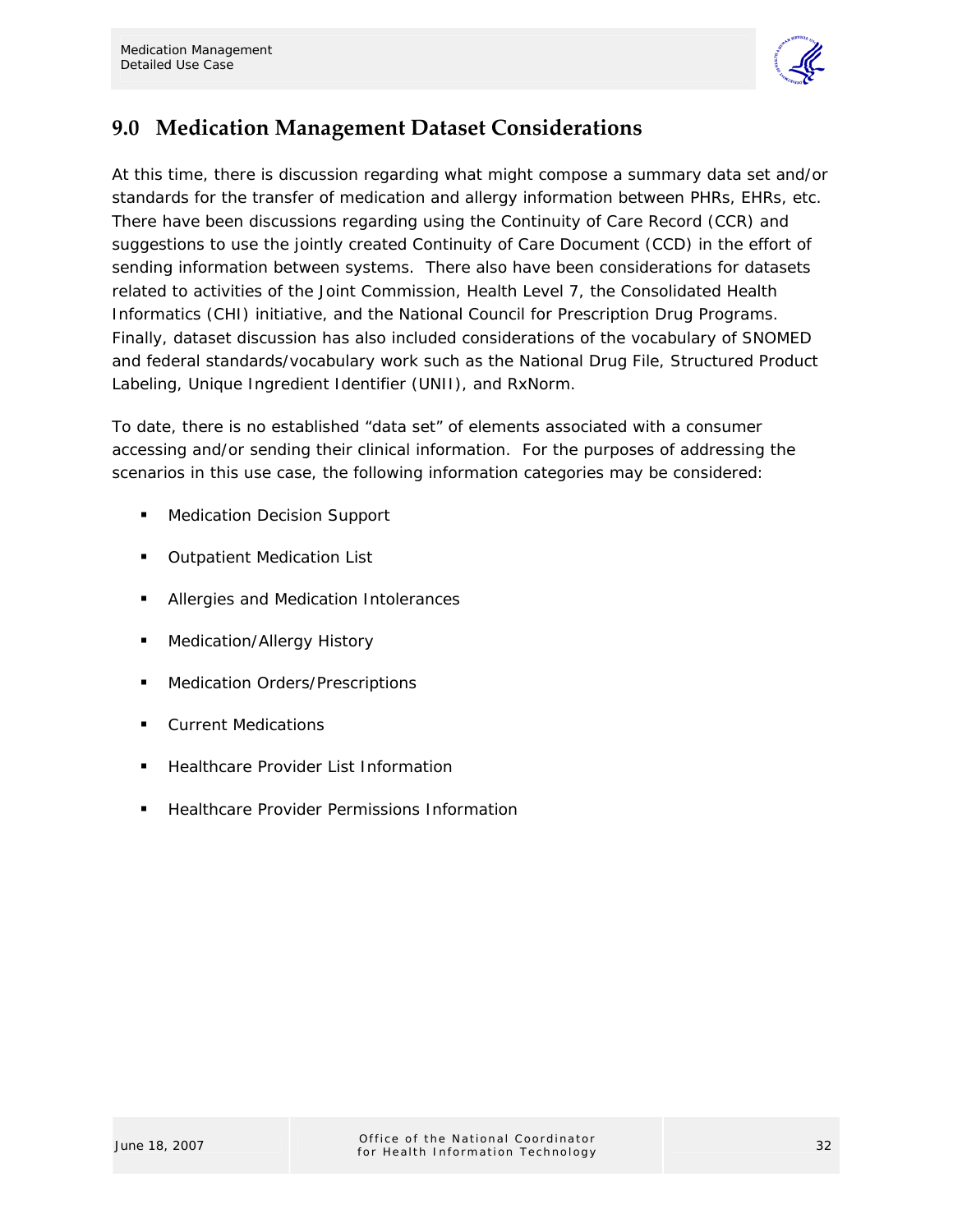## 9.0 Medication Management Dataset Considerations

At this time, there is discussion regarding what might compose a summary data set and/or standards for the transfer of medication and allergy information between PHRs, EHRs, etc. There have been discussions regarding using the Continuity of Care Record (CCR) and suggestions to use the jointly created Continuity of Care Document (CCD) in the effort of sending information between systems. There also have been considerations for datasets related to activities of the Joint Commission, Health Level 7, the Consolidated Health Informatics (CHI) initiative, and the National Council for Prescription Drug Programs. Finally, dataset discussion has also included considerations of the vocabulary of SNOMED and federal standards/vocabulary work such as the National Drug File, Structured Product Labeling, Unique Ingredient Identifier (UNII), and RxNorm.

To date, there is no established "data set" of elements associated with a consumer accessing and/or sending their clinical information. For the purposes of addressing the scenarios in this use case, the following information categories may be considered:

- Medication Decision Support
- Outpatient Medication List
- Allergies and Medication Intolerances
- Medication/Allergy History
- Medication Orders/Prescriptions
- Current Medications
- Healthcare Provider List Information
- Healthcare Provider Permissions Information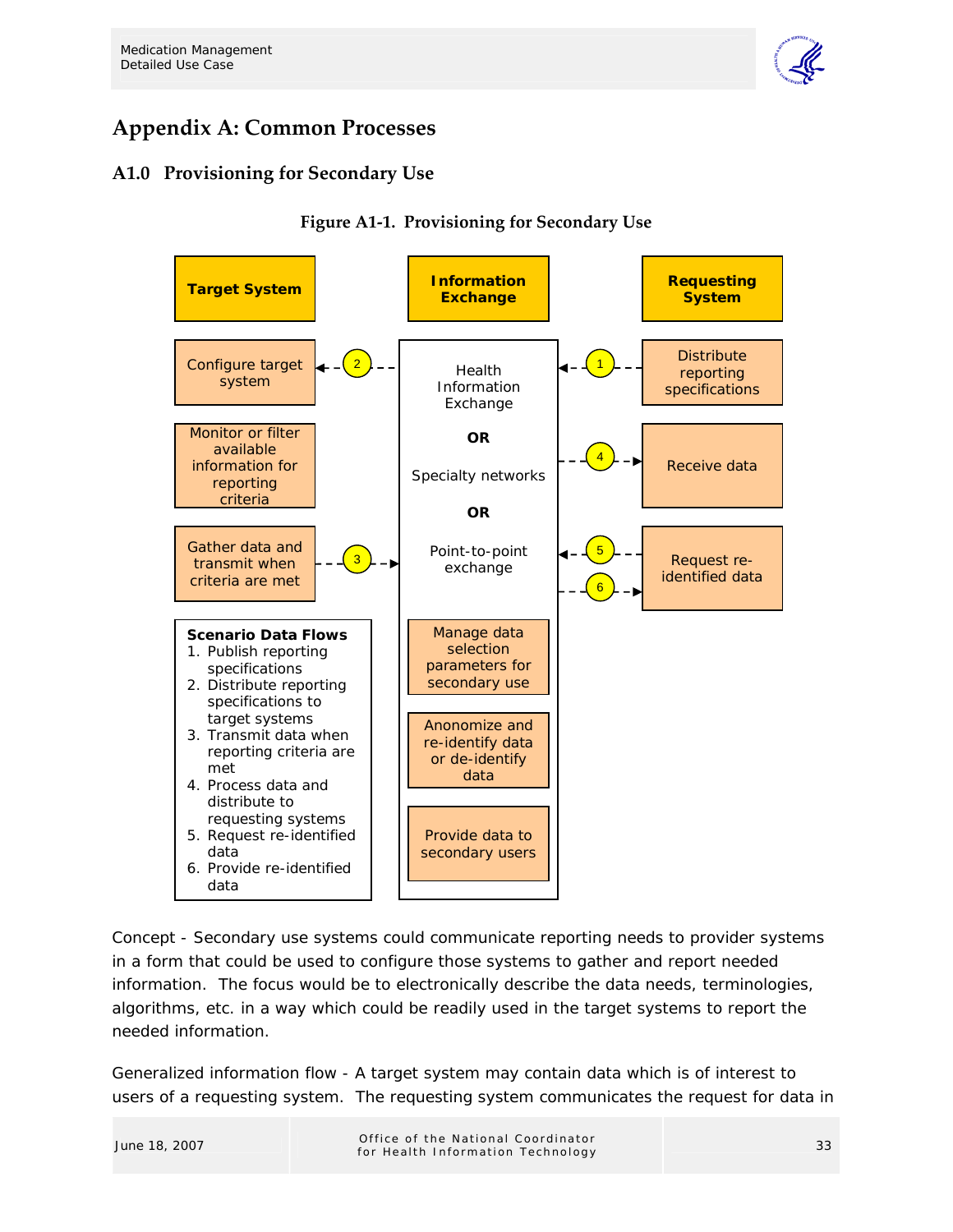# Appendix A: Common Processes

## A1.0 Provisioning for Secondary Use

**Figure A1-1. Provisioning for Secondary Use**

| Target System | Information Exchange | Requesting System |
|---|---|---|
| Configure target system ← (2) | Health Information Exchange **OR** Specialty networks **OR** Point-to-point exchange | (1) ← Distribute reporting specifications |
| Monitor or filter available information for reporting criteria | | (4) → Receive data |
| Gather data and transmit when criteria are met → (3) | | (5) ← / (6) → Request re-identified data |
| | Manage data selection parameters for secondary use | |
| | Anonomize and re-identify data or de-identify data | |
| | Provide data to secondary users | |

**Scenario Data Flows**

1. Publish reporting specifications
2. Distribute reporting specifications to target systems
3. Transmit data when reporting criteria are met
4. Process data and distribute to requesting systems
5. Request re-identified data
6. Provide re-identified data

Concept - Secondary use systems could communicate reporting needs to provider systems in a form that could be used to configure those systems to gather and report needed information. The focus would be to electronically describe the data needs, terminologies, algorithms, etc. in a way which could be readily used in the target systems to report the needed information.

Generalized information flow - A target system may contain data which is of interest to users of a requesting system. The requesting system communicates the request for data in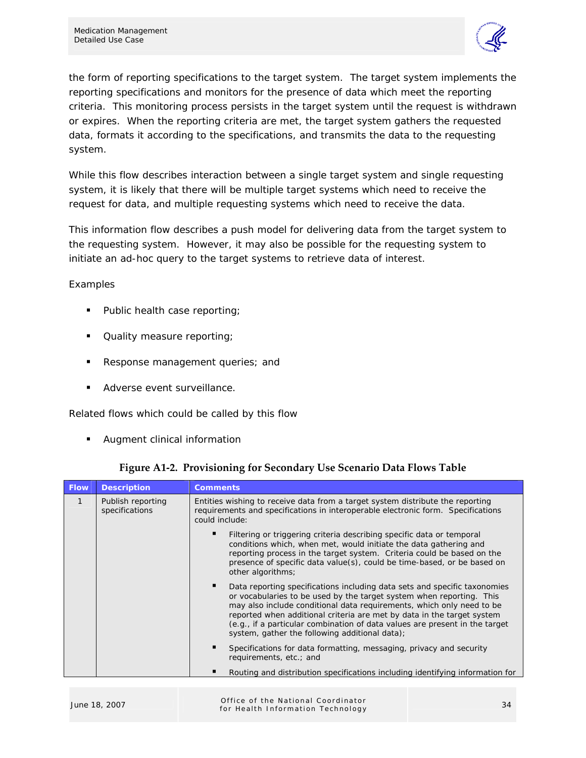the form of reporting specifications to the target system. The target system implements the reporting specifications and monitors for the presence of data which meet the reporting criteria. This monitoring process persists in the target system until the request is withdrawn or expires. When the reporting criteria are met, the target system gathers the requested data, formats it according to the specifications, and transmits the data to the requesting system.

While this flow describes interaction between a single target system and single requesting system, it is likely that there will be multiple target systems which need to receive the request for data, and multiple requesting systems which need to receive the data.

This information flow describes a push model for delivering data from the target system to the requesting system. However, it may also be possible for the requesting system to initiate an ad-hoc query to the target systems to retrieve data of interest.

Examples

- Public health case reporting;
- Quality measure reporting;
- Response management queries; and
- Adverse event surveillance.

Related flows which could be called by this flow

- Augment clinical information

**Figure A1-2. Provisioning for Secondary Use Scenario Data Flows Table**

| Flow | Description | Comments |
|---|---|---|
| 1 | Publish reporting specifications | Entities wishing to receive data from a target system distribute the reporting requirements and specifications in interoperable electronic form. Specifications could include: <br>▪ Filtering or triggering criteria describing specific data or temporal conditions which, when met, would initiate the data gathering and reporting process in the target system. Criteria could be based on the presence of specific data value(s), could be time-based, or be based on other algorithms; <br>▪ Data reporting specifications including data sets and specific taxonomies or vocabularies to be used by the target system when reporting. This may also include conditional data requirements, which only need to be reported when additional criteria are met by data in the target system (e.g., if a particular combination of data values are present in the target system, gather the following additional data); <br>▪ Specifications for data formatting, messaging, privacy and security requirements, etc.; and <br>▪ Routing and distribution specifications including identifying information for |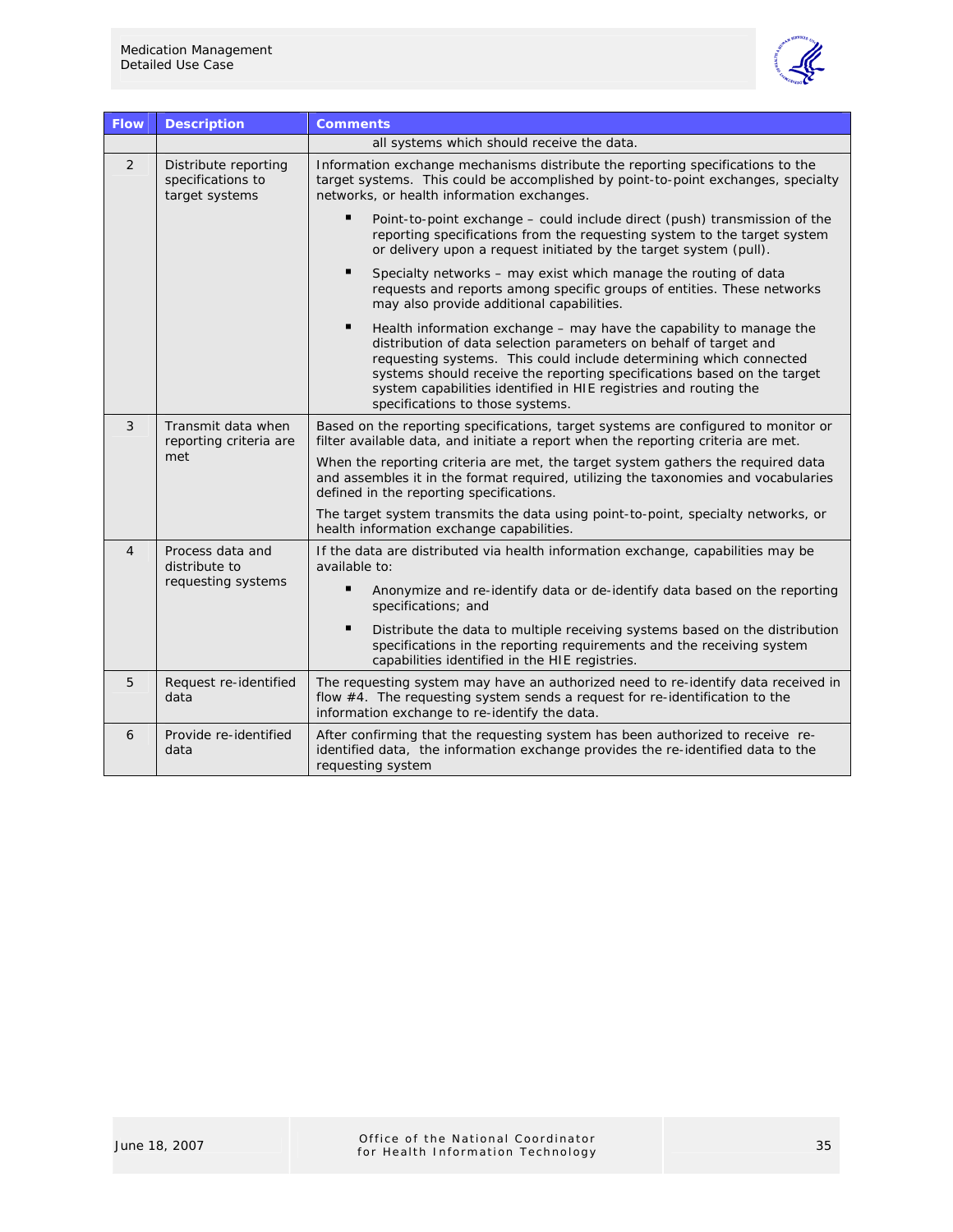| Flow | Description | Comments |
|---|---|---|
| | | all systems which should receive the data. |
| 2 | Distribute reporting specifications to target systems | Information exchange mechanisms distribute the reporting specifications to the target systems. This could be accomplished by point-to-point exchanges, specialty networks, or health information exchanges.<br>▪ Point-to-point exchange – could include direct (push) transmission of the reporting specifications from the requesting system to the target system or delivery upon a request initiated by the target system (pull).<br>▪ Specialty networks – may exist which manage the routing of data requests and reports among specific groups of entities. These networks may also provide additional capabilities.<br>▪ Health information exchange – may have the capability to manage the distribution of data selection parameters on behalf of target and requesting systems. This could include determining which connected systems should receive the reporting specifications based on the target system capabilities identified in HIE registries and routing the specifications to those systems. |
| 3 | Transmit data when reporting criteria are met | Based on the reporting specifications, target systems are configured to monitor or filter available data, and initiate a report when the reporting criteria are met.<br>When the reporting criteria are met, the target system gathers the required data and assembles it in the format required, utilizing the taxonomies and vocabularies defined in the reporting specifications.<br>The target system transmits the data using point-to-point, specialty networks, or health information exchange capabilities. |
| 4 | Process data and distribute to requesting systems | If the data are distributed via health information exchange, capabilities may be available to:<br>▪ Anonymize and re-identify data or de-identify data based on the reporting specifications; and<br>▪ Distribute the data to multiple receiving systems based on the distribution specifications in the reporting requirements and the receiving system capabilities identified in the HIE registries. |
| 5 | Request re-identified data | The requesting system may have an authorized need to re-identify data received in flow #4. The requesting system sends a request for re-identification to the information exchange to re-identify the data. |
| 6 | Provide re-identified data | After confirming that the requesting system has been authorized to receive re-identified data, the information exchange provides the re-identified data to the requesting system |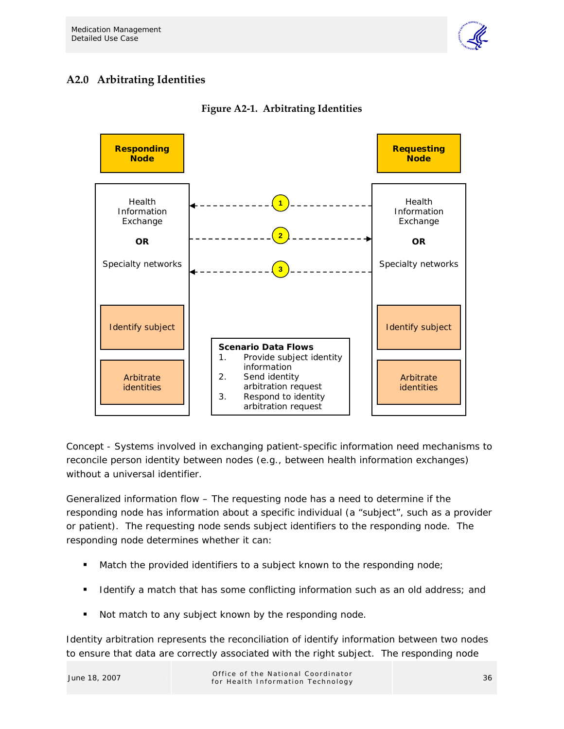## A2.0 Arbitrating Identities

**Figure A2-1. Arbitrating Identities**

| Responding Node | | Requesting Node |
|---|---|---|
| Health Information Exchange **OR** Specialty networks | ← 1 – – – – – – – – | Health Information Exchange **OR** Specialty networks |
| | – – – – – – – – 2 → | |
| | ← 3 – – – – – – – – | |
| Identify subject | | Identify subject |
| Arbitrate identities | | Arbitrate identities |

**Scenario Data Flows**

1. Provide subject identity information
2. Send identity arbitration request
3. Respond to identity arbitration request

Concept - Systems involved in exchanging patient-specific information need mechanisms to reconcile person identity between nodes (e.g., between health information exchanges) without a universal identifier.

Generalized information flow – The requesting node has a need to determine if the responding node has information about a specific individual (a "subject", such as a provider or patient). The requesting node sends subject identifiers to the responding node. The responding node determines whether it can:

- Match the provided identifiers to a subject known to the responding node;
- Identify a match that has some conflicting information such as an old address; and
- Not match to any subject known by the responding node.

Identity arbitration represents the reconciliation of identify information between two nodes to ensure that data are correctly associated with the right subject. The responding node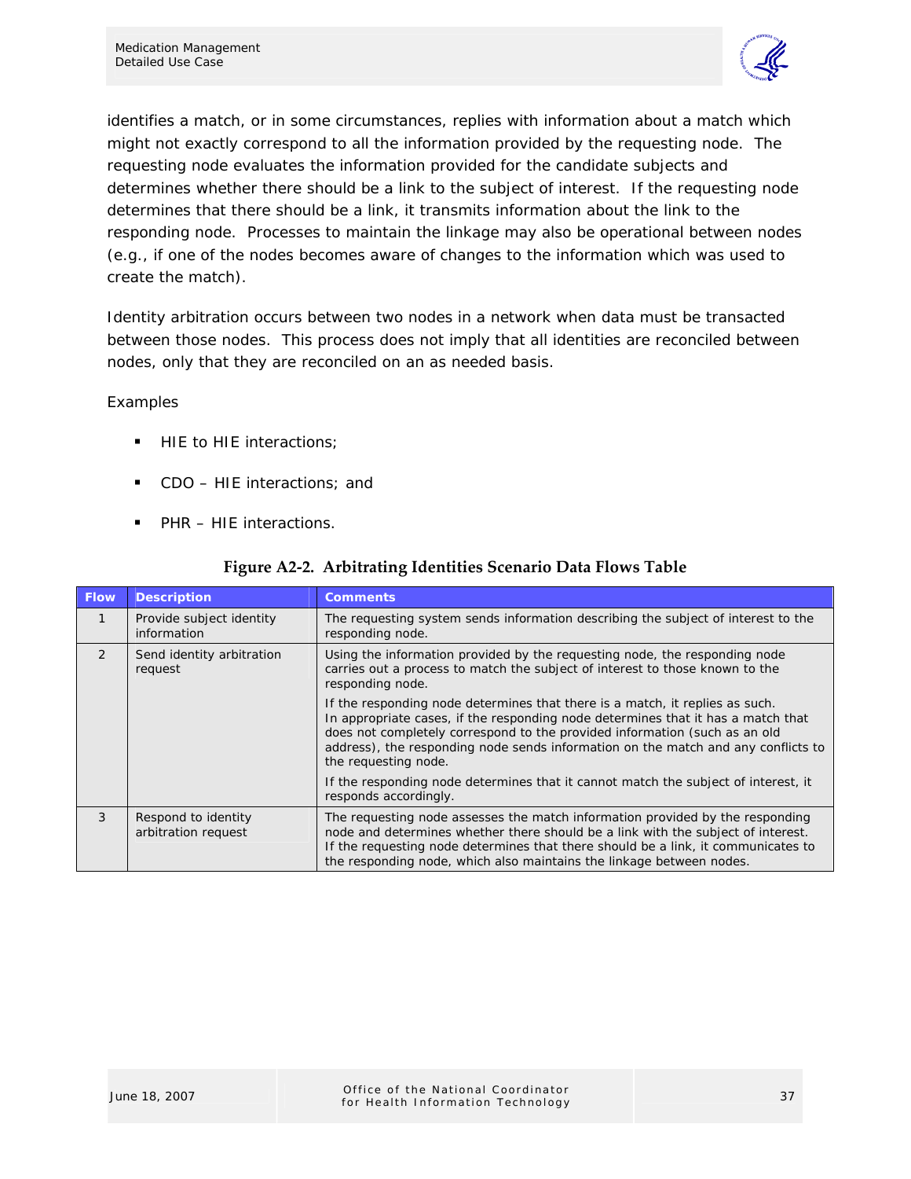identifies a match, or in some circumstances, replies with information about a match which might not exactly correspond to all the information provided by the requesting node. The requesting node evaluates the information provided for the candidate subjects and determines whether there should be a link to the subject of interest. If the requesting node determines that there should be a link, it transmits information about the link to the responding node. Processes to maintain the linkage may also be operational between nodes (e.g., if one of the nodes becomes aware of changes to the information which was used to create the match).

Identity arbitration occurs between two nodes in a network when data must be transacted between those nodes. This process does not imply that all identities are reconciled between nodes, only that they are reconciled on an as needed basis.

Examples

- HIE to HIE interactions;
- CDO – HIE interactions; and
- PHR – HIE interactions.

**Figure A2-2. Arbitrating Identities Scenario Data Flows Table**

| Flow | Description | Comments |
|---|---|---|
| 1 | Provide subject identity information | The requesting system sends information describing the subject of interest to the responding node. |
| 2 | Send identity arbitration request | Using the information provided by the requesting node, the responding node carries out a process to match the subject of interest to those known to the responding node.<br><br>If the responding node determines that there is a match, it replies as such. In appropriate cases, if the responding node determines that it has a match that does not completely correspond to the provided information (such as an old address), the responding node sends information on the match and any conflicts to the requesting node.<br><br>If the responding node determines that it cannot match the subject of interest, it responds accordingly. |
| 3 | Respond to identity arbitration request | The requesting node assesses the match information provided by the responding node and determines whether there should be a link with the subject of interest. If the requesting node determines that there should be a link, it communicates to the responding node, which also maintains the linkage between nodes. |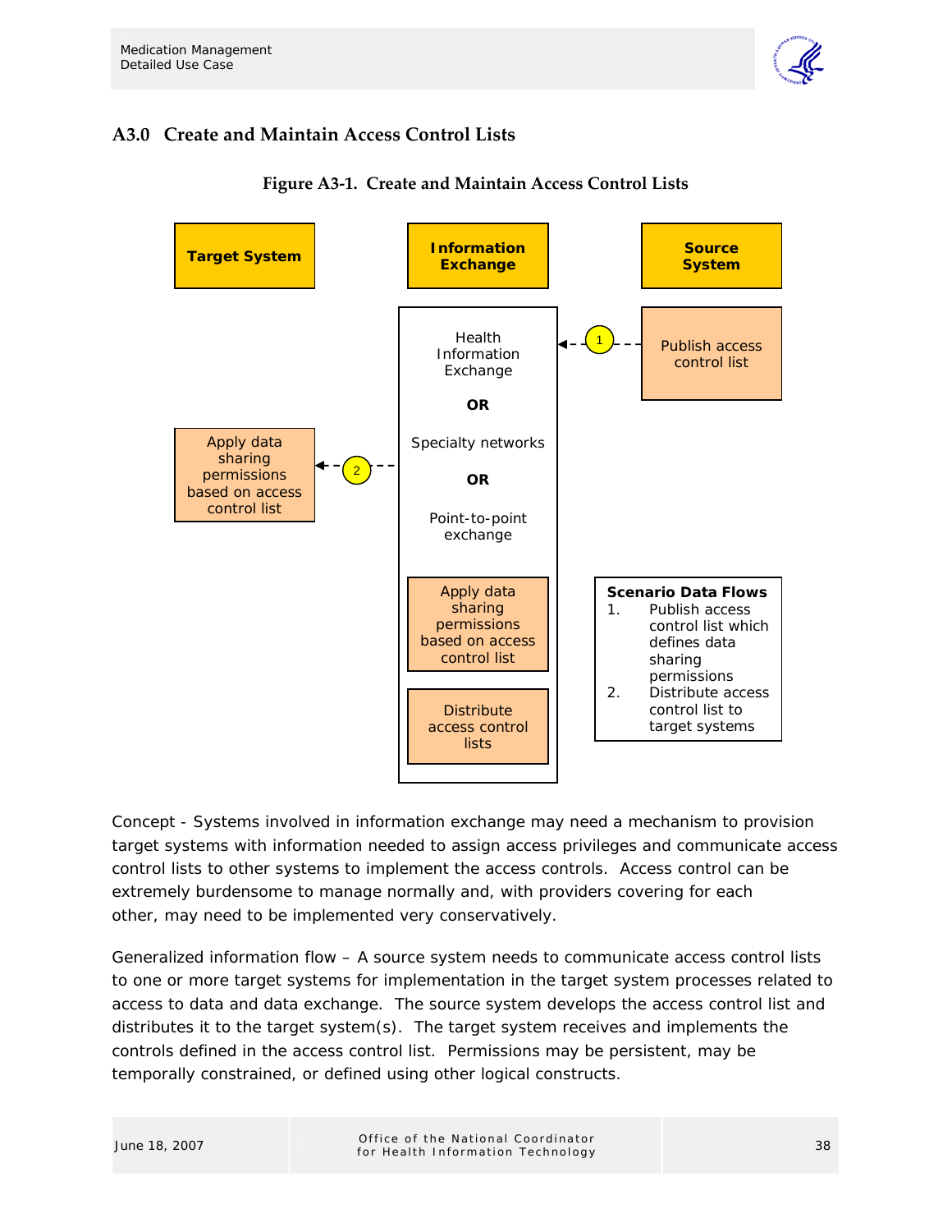## A3.0 Create and Maintain Access Control Lists

**Figure A3-1. Create and Maintain Access Control Lists**

**Target System**

**Information Exchange**

**Source System**

Publish access control list

Health Information Exchange

**OR**

Specialty networks

**OR**

Point-to-point exchange

Apply data sharing permissions based on access control list

Distribute access control lists

Apply data sharing permissions based on access control list

**Scenario Data Flows**

1. Publish access control list which defines data sharing permissions
2. Distribute access control list to target systems

Concept - Systems involved in information exchange may need a mechanism to provision target systems with information needed to assign access privileges and communicate access control lists to other systems to implement the access controls. Access control can be extremely burdensome to manage normally and, with providers covering for each other, may need to be implemented very conservatively.

Generalized information flow – A source system needs to communicate access control lists to one or more target systems for implementation in the target system processes related to access to data and data exchange. The source system develops the access control list and distributes it to the target system(s). The target system receives and implements the controls defined in the access control list. Permissions may be persistent, may be temporally constrained, or defined using other logical constructs.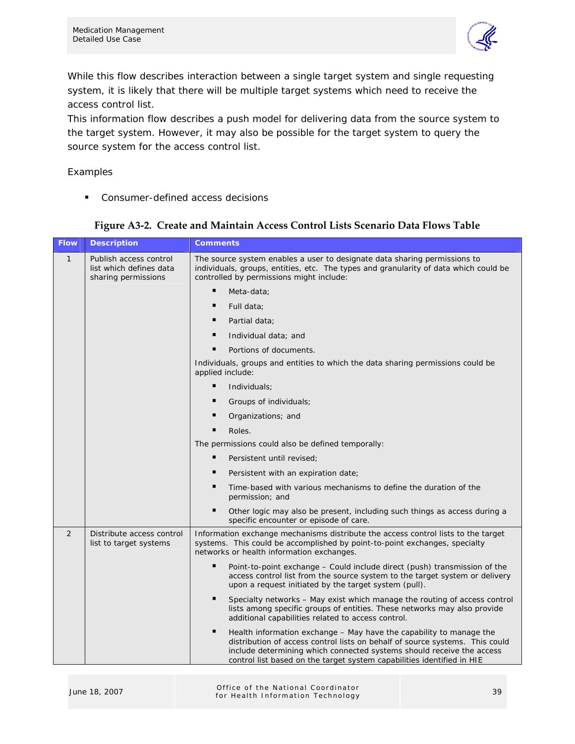While this flow describes interaction between a single target system and single requesting system, it is likely that there will be multiple target systems which need to receive the access control list.

This information flow describes a push model for delivering data from the source system to the target system. However, it may also be possible for the target system to query the source system for the access control list.

Examples

- Consumer-defined access decisions

**Figure A3-2. Create and Maintain Access Control Lists Scenario Data Flows Table**

| Flow | Description | Comments |
|---|---|---|
| 1 | Publish access control list which defines data sharing permissions | The source system enables a user to designate data sharing permissions to individuals, groups, entities, etc. The types and granularity of data which could be controlled by permissions might include:<br>▪ Meta-data;<br>▪ Full data;<br>▪ Partial data;<br>▪ Individual data; and<br>▪ Portions of documents.<br>Individuals, groups and entities to which the data sharing permissions could be applied include:<br>▪ Individuals;<br>▪ Groups of individuals;<br>▪ Organizations; and<br>▪ Roles.<br>The permissions could also be defined temporally:<br>▪ Persistent until revised;<br>▪ Persistent with an expiration date;<br>▪ Time-based with various mechanisms to define the duration of the permission; and<br>▪ Other logic may also be present, including such things as access during a specific encounter or episode of care. |
| 2 | Distribute access control list to target systems | Information exchange mechanisms distribute the access control lists to the target systems. This could be accomplished by point-to-point exchanges, specialty networks or health information exchanges.<br>▪ Point-to-point exchange – Could include direct (push) transmission of the access control list from the source system to the target system or delivery upon a request initiated by the target system (pull).<br>▪ Specialty networks – May exist which manage the routing of access control lists among specific groups of entities. These networks may also provide additional capabilities related to access control.<br>▪ Health information exchange – May have the capability to manage the distribution of access control lists on behalf of source systems. This could include determining which connected systems should receive the access control list based on the target system capabilities identified in HIE |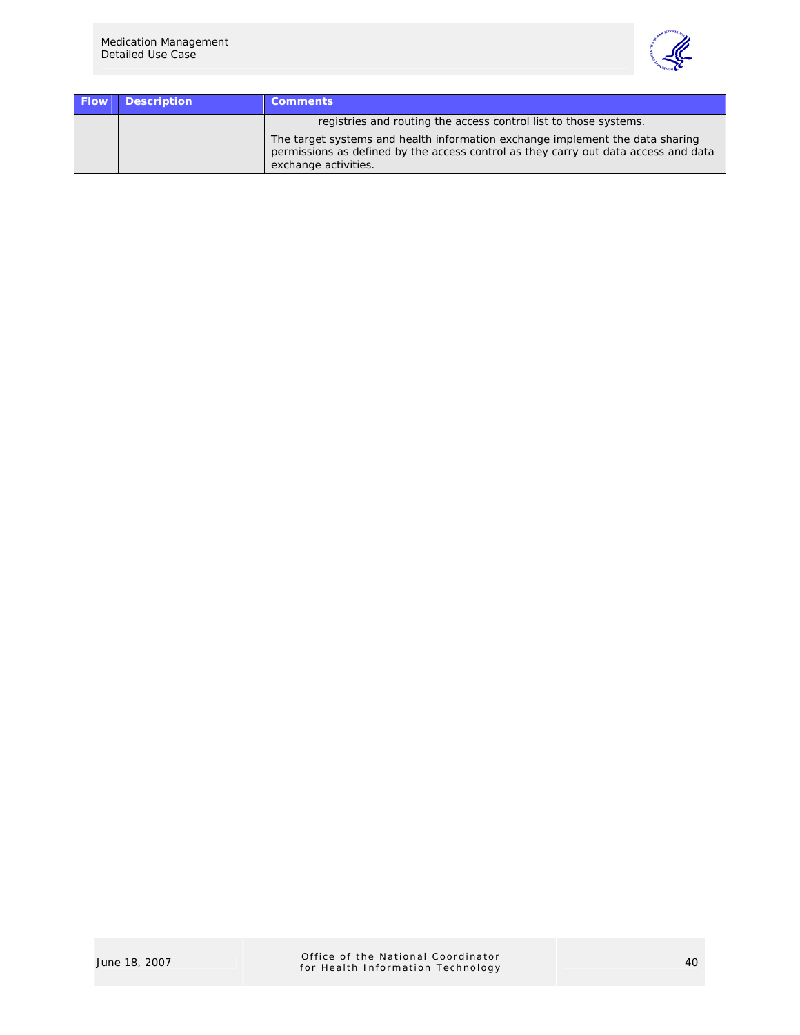| Flow | Description | Comments |
| --- | --- | --- |
| | | registries and routing the access control list to those systems.<br><br>The target systems and health information exchange implement the data sharing permissions as defined by the access control as they carry out data access and data exchange activities. |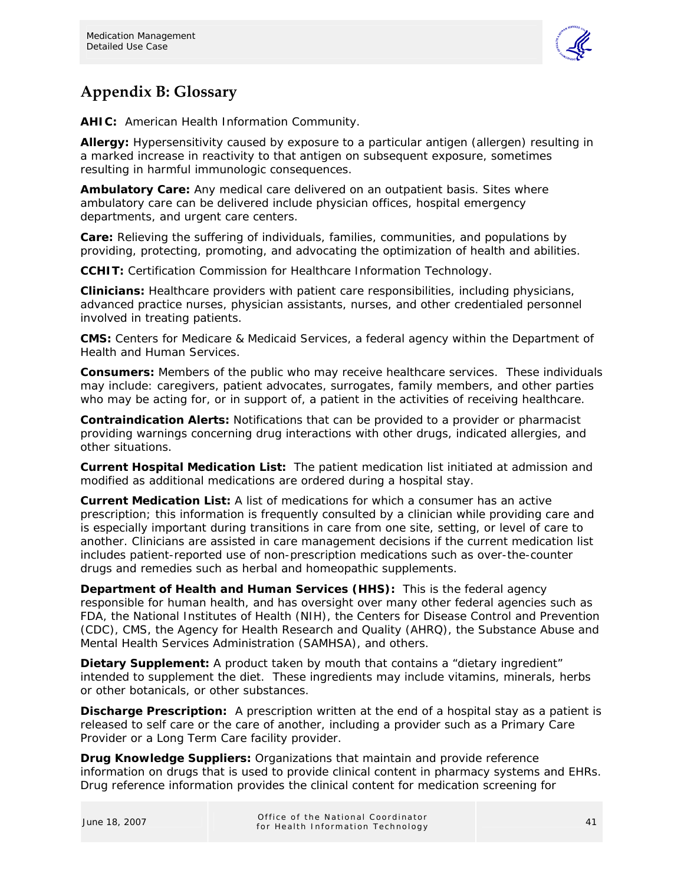## Appendix B: Glossary

**AHIC:** American Health Information Community.

**Allergy:** Hypersensitivity caused by exposure to a particular antigen (allergen) resulting in a marked increase in reactivity to that antigen on subsequent exposure, sometimes resulting in harmful immunologic consequences.

**Ambulatory Care:** Any medical care delivered on an outpatient basis. Sites where ambulatory care can be delivered include physician offices, hospital emergency departments, and urgent care centers.

**Care:** Relieving the suffering of individuals, families, communities, and populations by providing, protecting, promoting, and advocating the optimization of health and abilities.

**CCHIT:** Certification Commission for Healthcare Information Technology.

**Clinicians:** Healthcare providers with patient care responsibilities, including physicians, advanced practice nurses, physician assistants, nurses, and other credentialed personnel involved in treating patients.

**CMS:** Centers for Medicare & Medicaid Services, a federal agency within the Department of Health and Human Services.

**Consumers:** Members of the public who may receive healthcare services. These individuals may include: caregivers, patient advocates, surrogates, family members, and other parties who may be acting for, or in support of, a patient in the activities of receiving healthcare.

**Contraindication Alerts:** Notifications that can be provided to a provider or pharmacist providing warnings concerning drug interactions with other drugs, indicated allergies, and other situations.

**Current Hospital Medication List:** The patient medication list initiated at admission and modified as additional medications are ordered during a hospital stay.

**Current Medication List:** A list of medications for which a consumer has an active prescription; this information is frequently consulted by a clinician while providing care and is especially important during transitions in care from one site, setting, or level of care to another. Clinicians are assisted in care management decisions if the current medication list includes patient-reported use of non-prescription medications such as over-the-counter drugs and remedies such as herbal and homeopathic supplements.

**Department of Health and Human Services (HHS):** This is the federal agency responsible for human health, and has oversight over many other federal agencies such as FDA, the National Institutes of Health (NIH), the Centers for Disease Control and Prevention (CDC), CMS, the Agency for Health Research and Quality (AHRQ), the Substance Abuse and Mental Health Services Administration (SAMHSA), and others.

**Dietary Supplement:** A product taken by mouth that contains a "dietary ingredient" intended to supplement the diet. These ingredients may include vitamins, minerals, herbs or other botanicals, or other substances.

**Discharge Prescription:** A prescription written at the end of a hospital stay as a patient is released to self care or the care of another, including a provider such as a Primary Care Provider or a Long Term Care facility provider.

**Drug Knowledge Suppliers:** Organizations that maintain and provide reference information on drugs that is used to provide clinical content in pharmacy systems and EHRs. Drug reference information provides the clinical content for medication screening for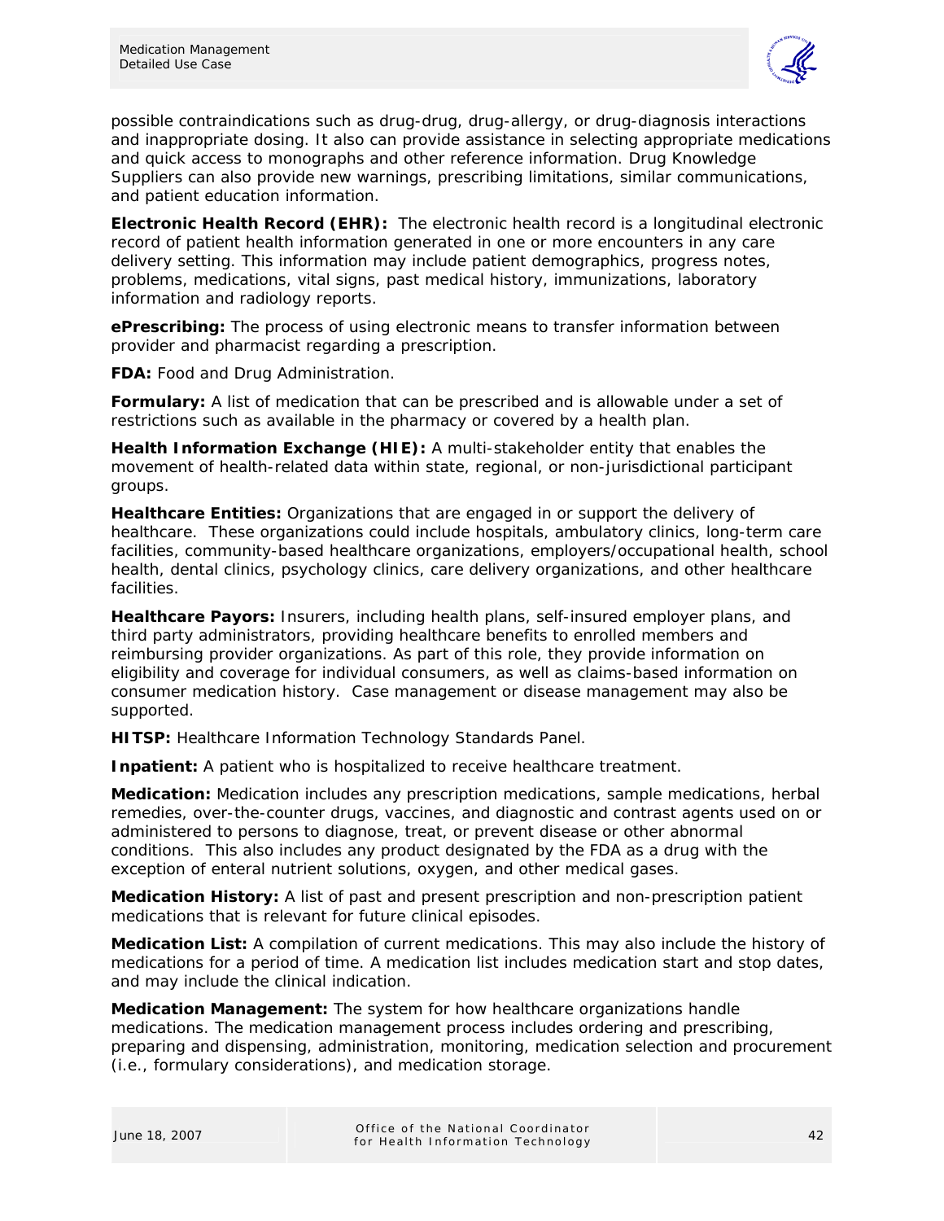possible contraindications such as drug-drug, drug-allergy, or drug-diagnosis interactions and inappropriate dosing. It also can provide assistance in selecting appropriate medications and quick access to monographs and other reference information. Drug Knowledge Suppliers can also provide new warnings, prescribing limitations, similar communications, and patient education information.

**Electronic Health Record (EHR):** The electronic health record is a longitudinal electronic record of patient health information generated in one or more encounters in any care delivery setting. This information may include patient demographics, progress notes, problems, medications, vital signs, past medical history, immunizations, laboratory information and radiology reports.

**ePrescribing:** The process of using electronic means to transfer information between provider and pharmacist regarding a prescription.

**FDA:** Food and Drug Administration.

**Formulary:** A list of medication that can be prescribed and is allowable under a set of restrictions such as available in the pharmacy or covered by a health plan.

**Health Information Exchange (HIE):** A multi-stakeholder entity that enables the movement of health-related data within state, regional, or non-jurisdictional participant groups.

**Healthcare Entities:** Organizations that are engaged in or support the delivery of healthcare. These organizations could include hospitals, ambulatory clinics, long-term care facilities, community-based healthcare organizations, employers/occupational health, school health, dental clinics, psychology clinics, care delivery organizations, and other healthcare facilities.

**Healthcare Payors:** Insurers, including health plans, self-insured employer plans, and third party administrators, providing healthcare benefits to enrolled members and reimbursing provider organizations. As part of this role, they provide information on eligibility and coverage for individual consumers, as well as claims-based information on consumer medication history. Case management or disease management may also be supported.

**HITSP:** Healthcare Information Technology Standards Panel.

**Inpatient:** A patient who is hospitalized to receive healthcare treatment.

**Medication:** Medication includes any prescription medications, sample medications, herbal remedies, over-the-counter drugs, vaccines, and diagnostic and contrast agents used on or administered to persons to diagnose, treat, or prevent disease or other abnormal conditions. This also includes any product designated by the FDA as a drug with the exception of enteral nutrient solutions, oxygen, and other medical gases.

**Medication History:** A list of past and present prescription and non-prescription patient medications that is relevant for future clinical episodes.

**Medication List:** A compilation of current medications. This may also include the history of medications for a period of time. A medication list includes medication start and stop dates, and may include the clinical indication.

**Medication Management:** The system for how healthcare organizations handle medications. The medication management process includes ordering and prescribing, preparing and dispensing, administration, monitoring, medication selection and procurement (i.e., formulary considerations), and medication storage.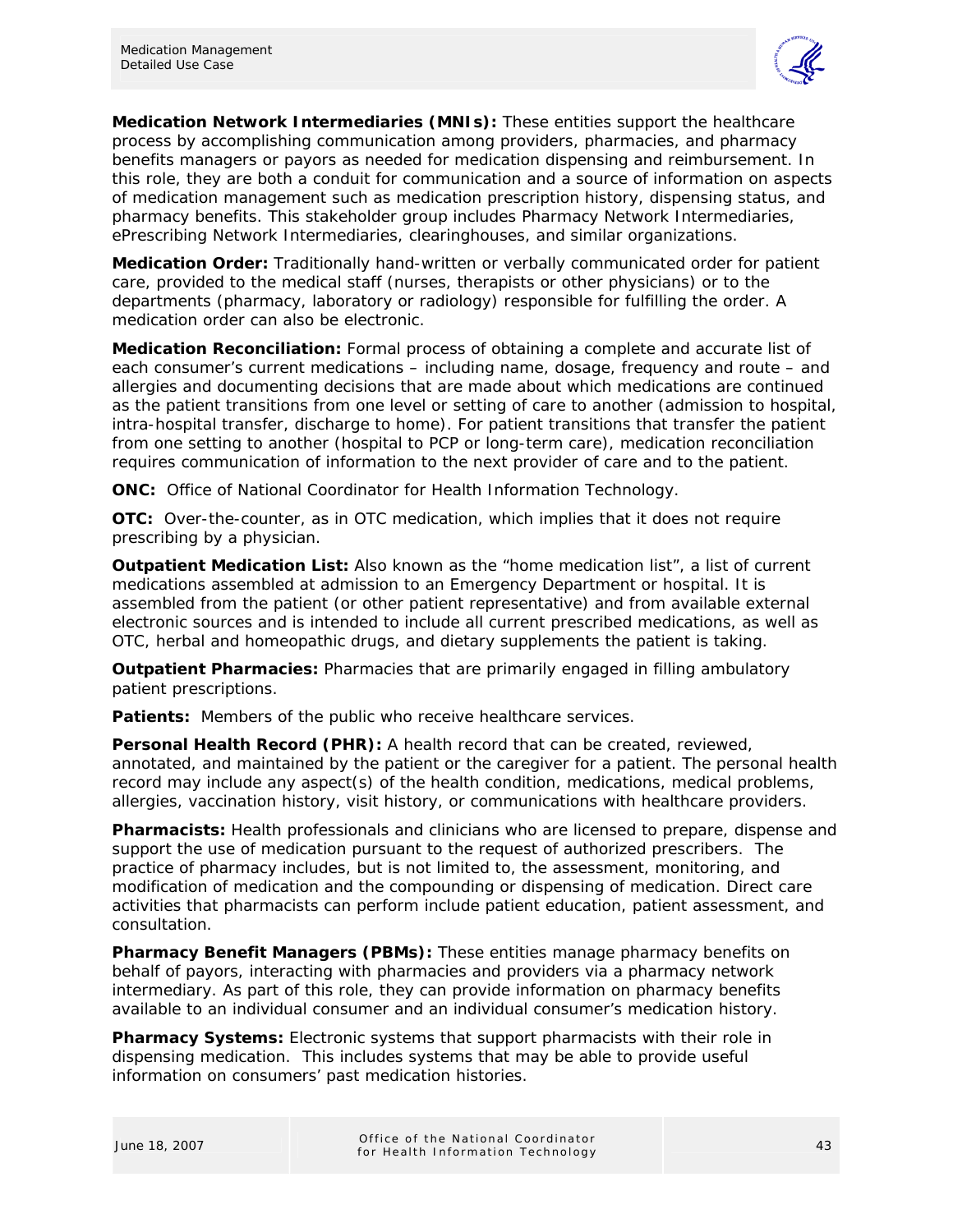**Medication Network Intermediaries (MNIs):** These entities support the healthcare process by accomplishing communication among providers, pharmacies, and pharmacy benefits managers or payors as needed for medication dispensing and reimbursement. In this role, they are both a conduit for communication and a source of information on aspects of medication management such as medication prescription history, dispensing status, and pharmacy benefits. This stakeholder group includes Pharmacy Network Intermediaries, ePrescribing Network Intermediaries, clearinghouses, and similar organizations.

**Medication Order:** Traditionally hand-written or verbally communicated order for patient care, provided to the medical staff (nurses, therapists or other physicians) or to the departments (pharmacy, laboratory or radiology) responsible for fulfilling the order. A medication order can also be electronic.

**Medication Reconciliation:** Formal process of obtaining a complete and accurate list of each consumer's current medications – including name, dosage, frequency and route – and allergies and documenting decisions that are made about which medications are continued as the patient transitions from one level or setting of care to another (admission to hospital, intra-hospital transfer, discharge to home). For patient transitions that transfer the patient from one setting to another (hospital to PCP or long-term care), medication reconciliation requires communication of information to the next provider of care and to the patient.

**ONC:** Office of National Coordinator for Health Information Technology.

**OTC:** Over-the-counter, as in OTC medication, which implies that it does not require prescribing by a physician.

**Outpatient Medication List:** Also known as the "home medication list", a list of current medications assembled at admission to an Emergency Department or hospital. It is assembled from the patient (or other patient representative) and from available external electronic sources and is intended to include all current prescribed medications, as well as OTC, herbal and homeopathic drugs, and dietary supplements the patient is taking.

**Outpatient Pharmacies:** Pharmacies that are primarily engaged in filling ambulatory patient prescriptions.

**Patients:** Members of the public who receive healthcare services.

**Personal Health Record (PHR):** A health record that can be created, reviewed, annotated, and maintained by the patient or the caregiver for a patient. The personal health record may include any aspect(s) of the health condition, medications, medical problems, allergies, vaccination history, visit history, or communications with healthcare providers.

**Pharmacists:** Health professionals and clinicians who are licensed to prepare, dispense and support the use of medication pursuant to the request of authorized prescribers. The practice of pharmacy includes, but is not limited to, the assessment, monitoring, and modification of medication and the compounding or dispensing of medication. Direct care activities that pharmacists can perform include patient education, patient assessment, and consultation.

**Pharmacy Benefit Managers (PBMs):** These entities manage pharmacy benefits on behalf of payors, interacting with pharmacies and providers via a pharmacy network intermediary. As part of this role, they can provide information on pharmacy benefits available to an individual consumer and an individual consumer's medication history.

**Pharmacy Systems:** Electronic systems that support pharmacists with their role in dispensing medication. This includes systems that may be able to provide useful information on consumers' past medication histories.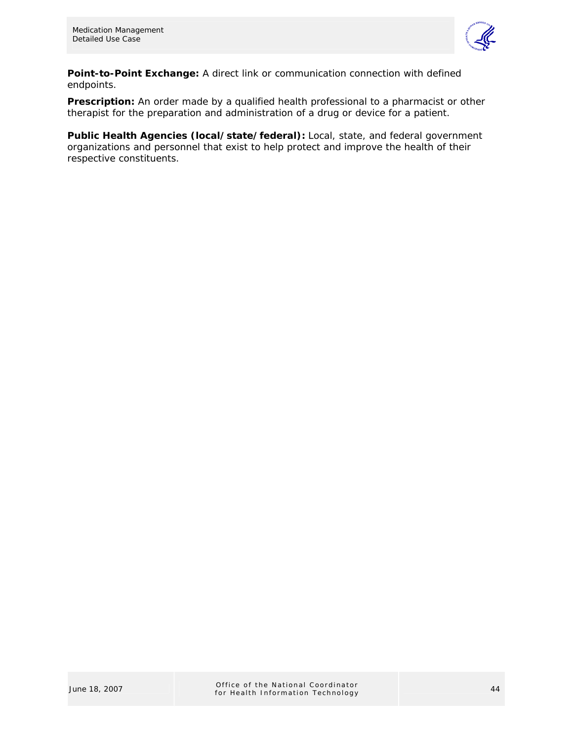**Point-to-Point Exchange:** A direct link or communication connection with defined endpoints.

**Prescription:** An order made by a qualified health professional to a pharmacist or other therapist for the preparation and administration of a drug or device for a patient.

**Public Health Agencies (local/state/federal):** Local, state, and federal government organizations and personnel that exist to help protect and improve the health of their respective constituents.